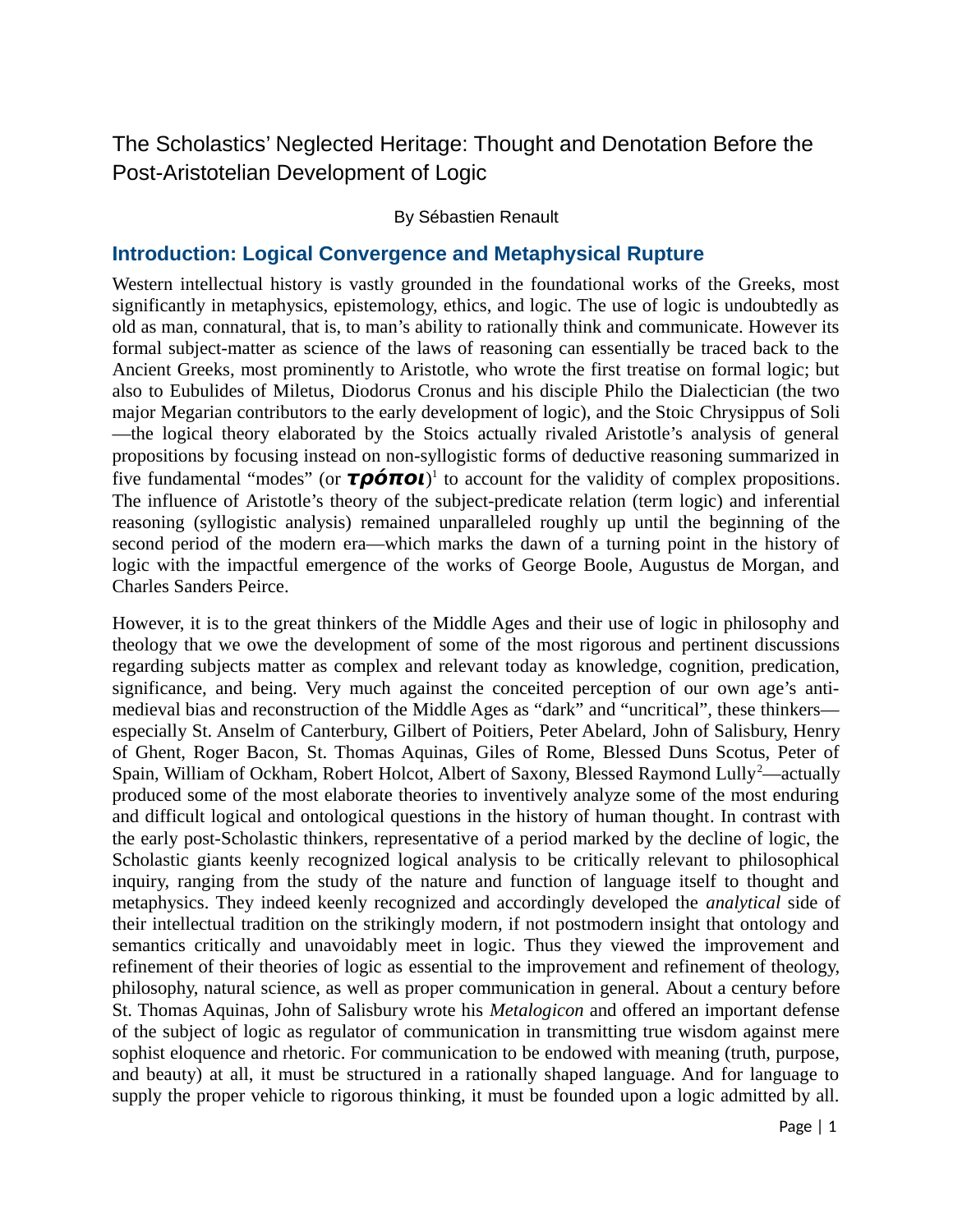# The Scholastics' Neglected Heritage: Thought and Denotation Before the Post-Aristotelian Development of Logic

By Sébastien Renault

## Introduction: Logical Convergence and Metaphysical Rupture

Western intellectual history is vastly grounded in the foundational works of the Greeks, most significantly in metaphysics, epistemology, ethics, and logic. The use of logic is undoubtedly as old as man, connatural, that is, to man's ability to rationally think and communicate. However its formal subject-matter as science of the laws of reasoning can essentially be traced back to the Ancient Greeks, most prominently to Aristotle, who wrote the first treatise on formal logic; but also to Eubulides of Miletus, Diodorus Cronus and his disciple Philo the Dialectician (the two major Megarian contributors to the early development of logic), and the Stoic Chrysippus of Soli—the logical theory elaborated by the Stoics actually rivaled Aristotle's analysis of general propositions by focusing instead on non-syllogistic forms of deductive reasoning summarized in five fundamental "modes" (or ***τρόποι***)[1] to account for the validity of complex propositions. The influence of Aristotle's theory of the subject-predicate relation (term logic) and inferential reasoning (syllogistic analysis) remained unparalleled roughly up until the beginning of the second period of the modern era—which marks the dawn of a turning point in the history of logic with the impactful emergence of the works of George Boole, Augustus de Morgan, and Charles Sanders Peirce.

However, it is to the great thinkers of the Middle Ages and their use of logic in philosophy and theology that we owe the development of some of the most rigorous and pertinent discussions regarding subjects matter as complex and relevant today as knowledge, cognition, predication, significance, and being. Very much against the conceited perception of our own age's anti-medieval bias and reconstruction of the Middle Ages as "dark" and "uncritical", these thinkers—especially St. Anselm of Canterbury, Gilbert of Poitiers, Peter Abelard, John of Salisbury, Henry of Ghent, Roger Bacon, St. Thomas Aquinas, Giles of Rome, Blessed Duns Scotus, Peter of Spain, William of Ockham, Robert Holcot, Albert of Saxony, Blessed Raymond Lully[2]—actually produced some of the most elaborate theories to inventively analyze some of the most enduring and difficult logical and ontological questions in the history of human thought. In contrast with the early post-Scholastic thinkers, representative of a period marked by the decline of logic, the Scholastic giants keenly recognized logical analysis to be critically relevant to philosophical inquiry, ranging from the study of the nature and function of language itself to thought and metaphysics. They indeed keenly recognized and accordingly developed the *analytical* side of their intellectual tradition on the strikingly modern, if not postmodern insight that ontology and semantics critically and unavoidably meet in logic. Thus they viewed the improvement and refinement of their theories of logic as essential to the improvement and refinement of theology, philosophy, natural science, as well as proper communication in general. About a century before St. Thomas Aquinas, John of Salisbury wrote his *Metalogicon* and offered an important defense of the subject of logic as regulator of communication in transmitting true wisdom against mere sophist eloquence and rhetoric. For communication to be endowed with meaning (truth, purpose, and beauty) at all, it must be structured in a rationally shaped language. And for language to supply the proper vehicle to rigorous thinking, it must be founded upon a logic admitted by all.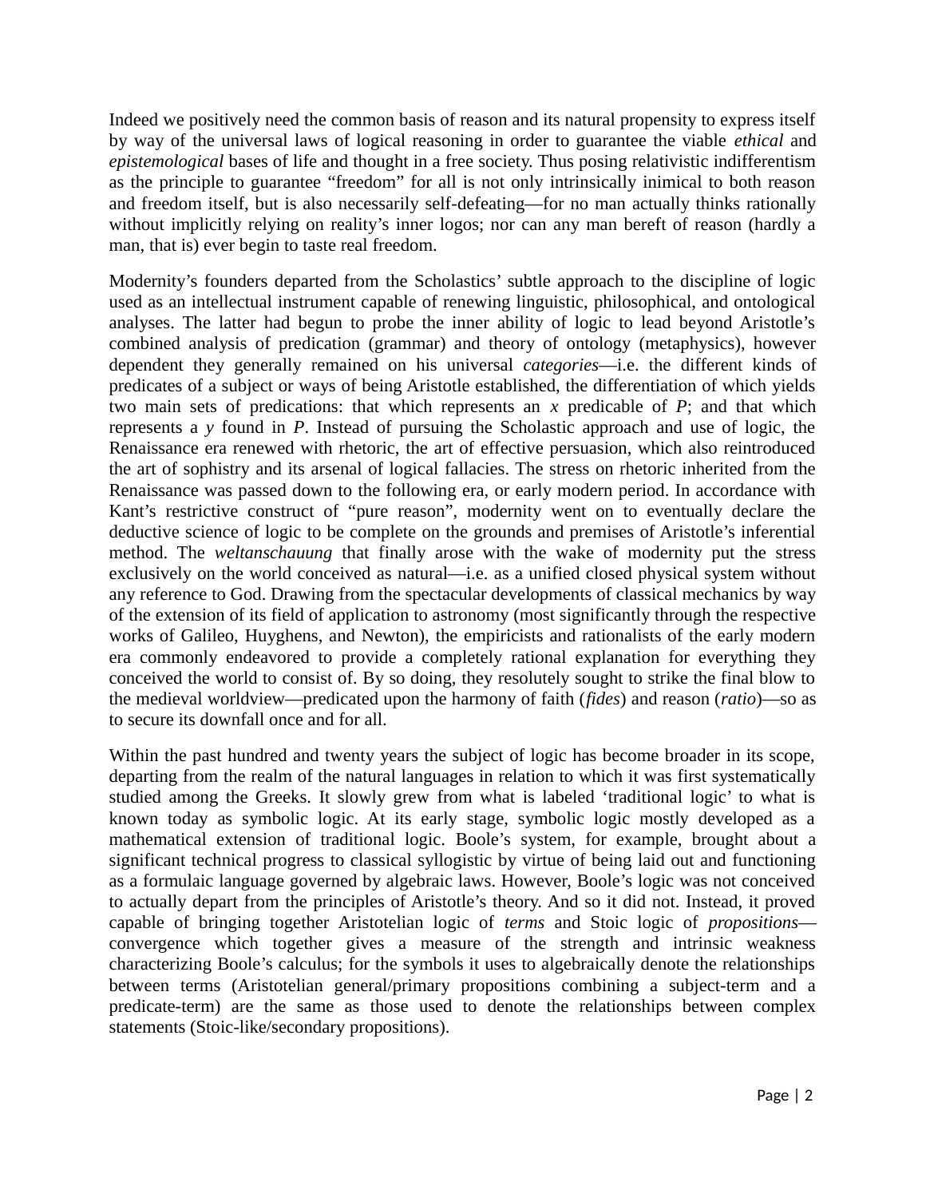Indeed we positively need the common basis of reason and its natural propensity to express itself by way of the universal laws of logical reasoning in order to guarantee the viable *ethical* and *epistemological* bases of life and thought in a free society. Thus posing relativistic indifferentism as the principle to guarantee "freedom" for all is not only intrinsically inimical to both reason and freedom itself, but is also necessarily self-defeating—for no man actually thinks rationally without implicitly relying on reality's inner logos; nor can any man bereft of reason (hardly a man, that is) ever begin to taste real freedom.

Modernity's founders departed from the Scholastics' subtle approach to the discipline of logic used as an intellectual instrument capable of renewing linguistic, philosophical, and ontological analyses. The latter had begun to probe the inner ability of logic to lead beyond Aristotle's combined analysis of predication (grammar) and theory of ontology (metaphysics), however dependent they generally remained on his universal *categories*—i.e. the different kinds of predicates of a subject or ways of being Aristotle established, the differentiation of which yields two main sets of predications: that which represents an $x$ predicable of $P$; and that which represents a $y$ found in $P$. Instead of pursuing the Scholastic approach and use of logic, the Renaissance era renewed with rhetoric, the art of effective persuasion, which also reintroduced the art of sophistry and its arsenal of logical fallacies. The stress on rhetoric inherited from the Renaissance was passed down to the following era, or early modern period. In accordance with Kant's restrictive construct of "pure reason", modernity went on to eventually declare the deductive science of logic to be complete on the grounds and premises of Aristotle's inferential method. The *weltanschauung* that finally arose with the wake of modernity put the stress exclusively on the world conceived as natural—i.e. as a unified closed physical system without any reference to God. Drawing from the spectacular developments of classical mechanics by way of the extension of its field of application to astronomy (most significantly through the respective works of Galileo, Huyghens, and Newton), the empiricists and rationalists of the early modern era commonly endeavored to provide a completely rational explanation for everything they conceived the world to consist of. By so doing, they resolutely sought to strike the final blow to the medieval worldview—predicated upon the harmony of faith (*fides*) and reason (*ratio*)—so as to secure its downfall once and for all.

Within the past hundred and twenty years the subject of logic has become broader in its scope, departing from the realm of the natural languages in relation to which it was first systematically studied among the Greeks. It slowly grew from what is labeled 'traditional logic' to what is known today as symbolic logic. At its early stage, symbolic logic mostly developed as a mathematical extension of traditional logic. Boole's system, for example, brought about a significant technical progress to classical syllogistic by virtue of being laid out and functioning as a formulaic language governed by algebraic laws. However, Boole's logic was not conceived to actually depart from the principles of Aristotle's theory. And so it did not. Instead, it proved capable of bringing together Aristotelian logic of *terms* and Stoic logic of *propositions*—convergence which together gives a measure of the strength and intrinsic weakness characterizing Boole's calculus; for the symbols it uses to algebraically denote the relationships between terms (Aristotelian general/primary propositions combining a subject-term and a predicate-term) are the same as those used to denote the relationships between complex statements (Stoic-like/secondary propositions).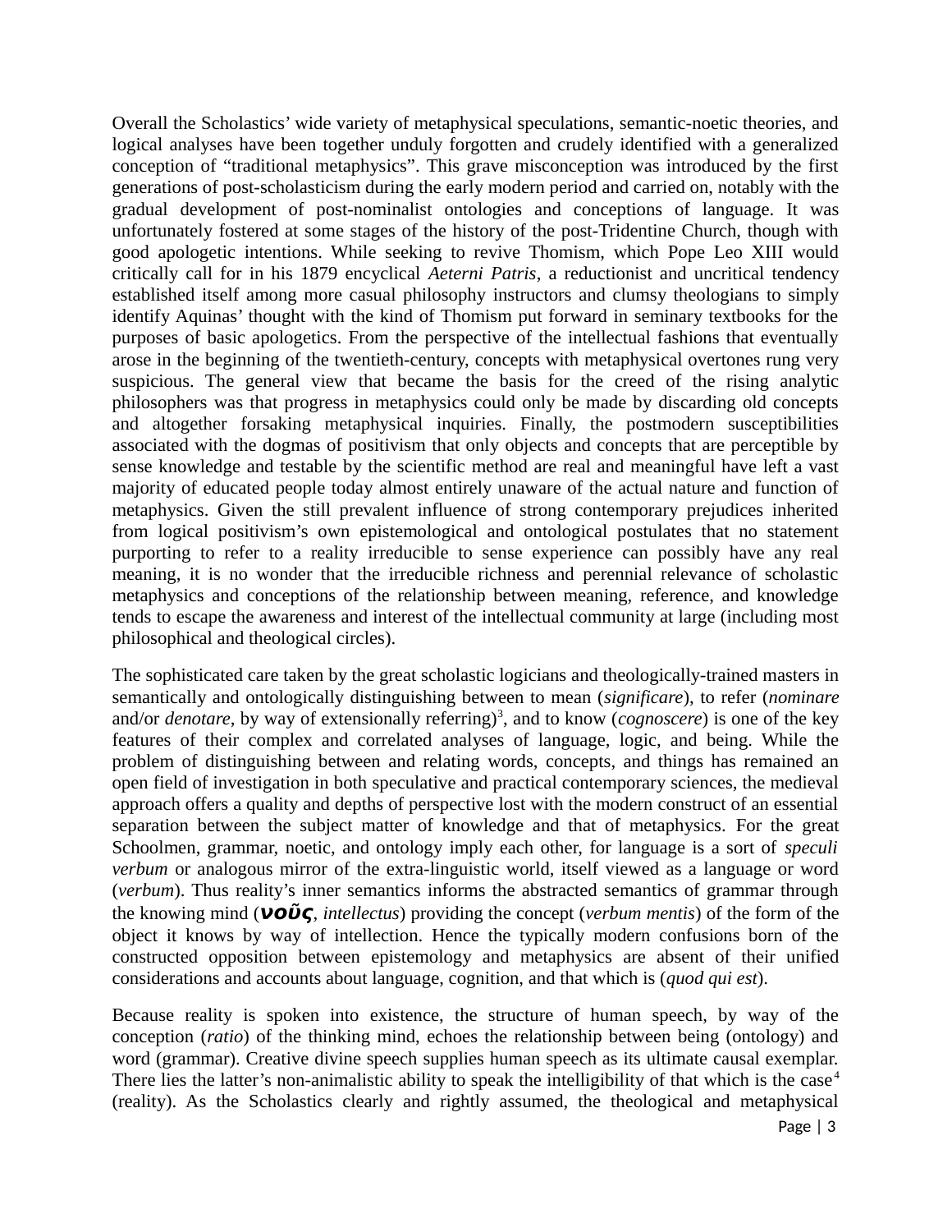Overall the Scholastics' wide variety of metaphysical speculations, semantic-noetic theories, and logical analyses have been together unduly forgotten and crudely identified with a generalized conception of "traditional metaphysics". This grave misconception was introduced by the first generations of post-scholasticism during the early modern period and carried on, notably with the gradual development of post-nominalist ontologies and conceptions of language. It was unfortunately fostered at some stages of the history of the post-Tridentine Church, though with good apologetic intentions. While seeking to revive Thomism, which Pope Leo XIII would critically call for in his 1879 encyclical *Aeterni Patris*, a reductionist and uncritical tendency established itself among more casual philosophy instructors and clumsy theologians to simply identify Aquinas' thought with the kind of Thomism put forward in seminary textbooks for the purposes of basic apologetics. From the perspective of the intellectual fashions that eventually arose in the beginning of the twentieth-century, concepts with metaphysical overtones rung very suspicious. The general view that became the basis for the creed of the rising analytic philosophers was that progress in metaphysics could only be made by discarding old concepts and altogether forsaking metaphysical inquiries. Finally, the postmodern susceptibilities associated with the dogmas of positivism that only objects and concepts that are perceptible by sense knowledge and testable by the scientific method are real and meaningful have left a vast majority of educated people today almost entirely unaware of the actual nature and function of metaphysics. Given the still prevalent influence of strong contemporary prejudices inherited from logical positivism's own epistemological and ontological postulates that no statement purporting to refer to a reality irreducible to sense experience can possibly have any real meaning, it is no wonder that the irreducible richness and perennial relevance of scholastic metaphysics and conceptions of the relationship between meaning, reference, and knowledge tends to escape the awareness and interest of the intellectual community at large (including most philosophical and theological circles).

The sophisticated care taken by the great scholastic logicians and theologically-trained masters in semantically and ontologically distinguishing between to mean (*significare*), to refer (*nominare* and/or *denotare*, by way of extensionally referring)[3], and to know (*cognoscere*) is one of the key features of their complex and correlated analyses of language, logic, and being. While the problem of distinguishing between and relating words, concepts, and things has remained an open field of investigation in both speculative and practical contemporary sciences, the medieval approach offers a quality and depths of perspective lost with the modern construct of an essential separation between the subject matter of knowledge and that of metaphysics. For the great Schoolmen, grammar, noetic, and ontology imply each other, for language is a sort of *speculi verbum* or analogous mirror of the extra-linguistic world, itself viewed as a language or word (*verbum*). Thus reality's inner semantics informs the abstracted semantics of grammar through the knowing mind (***νοῦς***, *intellectus*) providing the concept (*verbum mentis*) of the form of the object it knows by way of intellection. Hence the typically modern confusions born of the constructed opposition between epistemology and metaphysics are absent of their unified considerations and accounts about language, cognition, and that which is (*quod qui est*).

Because reality is spoken into existence, the structure of human speech, by way of the conception (*ratio*) of the thinking mind, echoes the relationship between being (ontology) and word (grammar). Creative divine speech supplies human speech as its ultimate causal exemplar. There lies the latter's non-animalistic ability to speak the intelligibility of that which is the case[4] (reality). As the Scholastics clearly and rightly assumed, the theological and metaphysical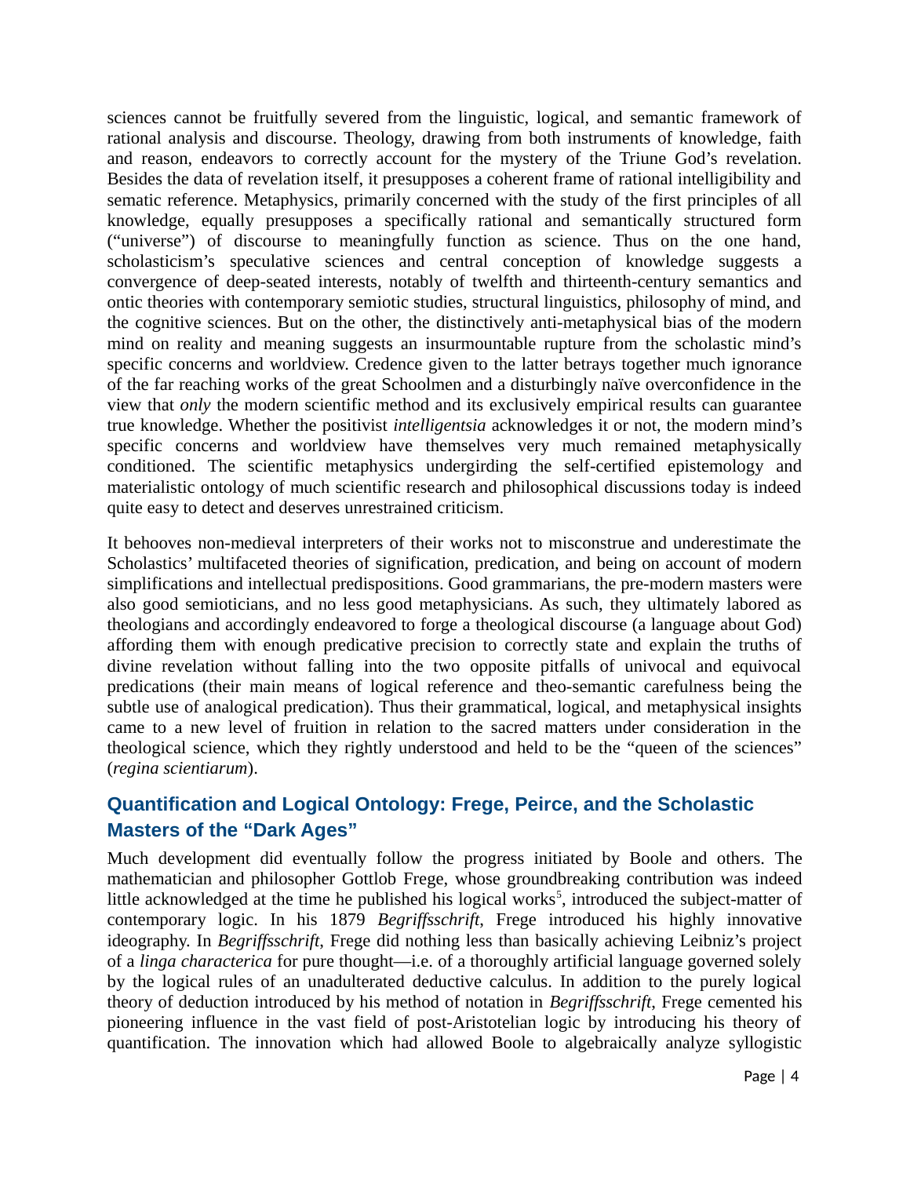sciences cannot be fruitfully severed from the linguistic, logical, and semantic framework of rational analysis and discourse. Theology, drawing from both instruments of knowledge, faith and reason, endeavors to correctly account for the mystery of the Triune God's revelation. Besides the data of revelation itself, it presupposes a coherent frame of rational intelligibility and sematic reference. Metaphysics, primarily concerned with the study of the first principles of all knowledge, equally presupposes a specifically rational and semantically structured form ("universe") of discourse to meaningfully function as science. Thus on the one hand, scholasticism's speculative sciences and central conception of knowledge suggests a convergence of deep-seated interests, notably of twelfth and thirteenth-century semantics and ontic theories with contemporary semiotic studies, structural linguistics, philosophy of mind, and the cognitive sciences. But on the other, the distinctively anti-metaphysical bias of the modern mind on reality and meaning suggests an insurmountable rupture from the scholastic mind's specific concerns and worldview. Credence given to the latter betrays together much ignorance of the far reaching works of the great Schoolmen and a disturbingly naïve overconfidence in the view that *only* the modern scientific method and its exclusively empirical results can guarantee true knowledge. Whether the positivist *intelligentsia* acknowledges it or not, the modern mind's specific concerns and worldview have themselves very much remained metaphysically conditioned. The scientific metaphysics undergirding the self-certified epistemology and materialistic ontology of much scientific research and philosophical discussions today is indeed quite easy to detect and deserves unrestrained criticism.

It behooves non-medieval interpreters of their works not to misconstrue and underestimate the Scholastics' multifaceted theories of signification, predication, and being on account of modern simplifications and intellectual predispositions. Good grammarians, the pre-modern masters were also good semioticians, and no less good metaphysicians. As such, they ultimately labored as theologians and accordingly endeavored to forge a theological discourse (a language about God) affording them with enough predicative precision to correctly state and explain the truths of divine revelation without falling into the two opposite pitfalls of univocal and equivocal predications (their main means of logical reference and theo-semantic carefulness being the subtle use of analogical predication). Thus their grammatical, logical, and metaphysical insights came to a new level of fruition in relation to the sacred matters under consideration in the theological science, which they rightly understood and held to be the "queen of the sciences" (*regina scientiarum*).

## Quantification and Logical Ontology: Frege, Peirce, and the Scholastic Masters of the "Dark Ages"

Much development did eventually follow the progress initiated by Boole and others. The mathematician and philosopher Gottlob Frege, whose groundbreaking contribution was indeed little acknowledged at the time he published his logical works[5], introduced the subject-matter of contemporary logic. In his 1879 *Begriffsschrift*, Frege introduced his highly innovative ideography. In *Begriffsschrift*, Frege did nothing less than basically achieving Leibniz's project of a *linga characterica* for pure thought—i.e. of a thoroughly artificial language governed solely by the logical rules of an unadulterated deductive calculus. In addition to the purely logical theory of deduction introduced by his method of notation in *Begriffsschrift*, Frege cemented his pioneering influence in the vast field of post-Aristotelian logic by introducing his theory of quantification. The innovation which had allowed Boole to algebraically analyze syllogistic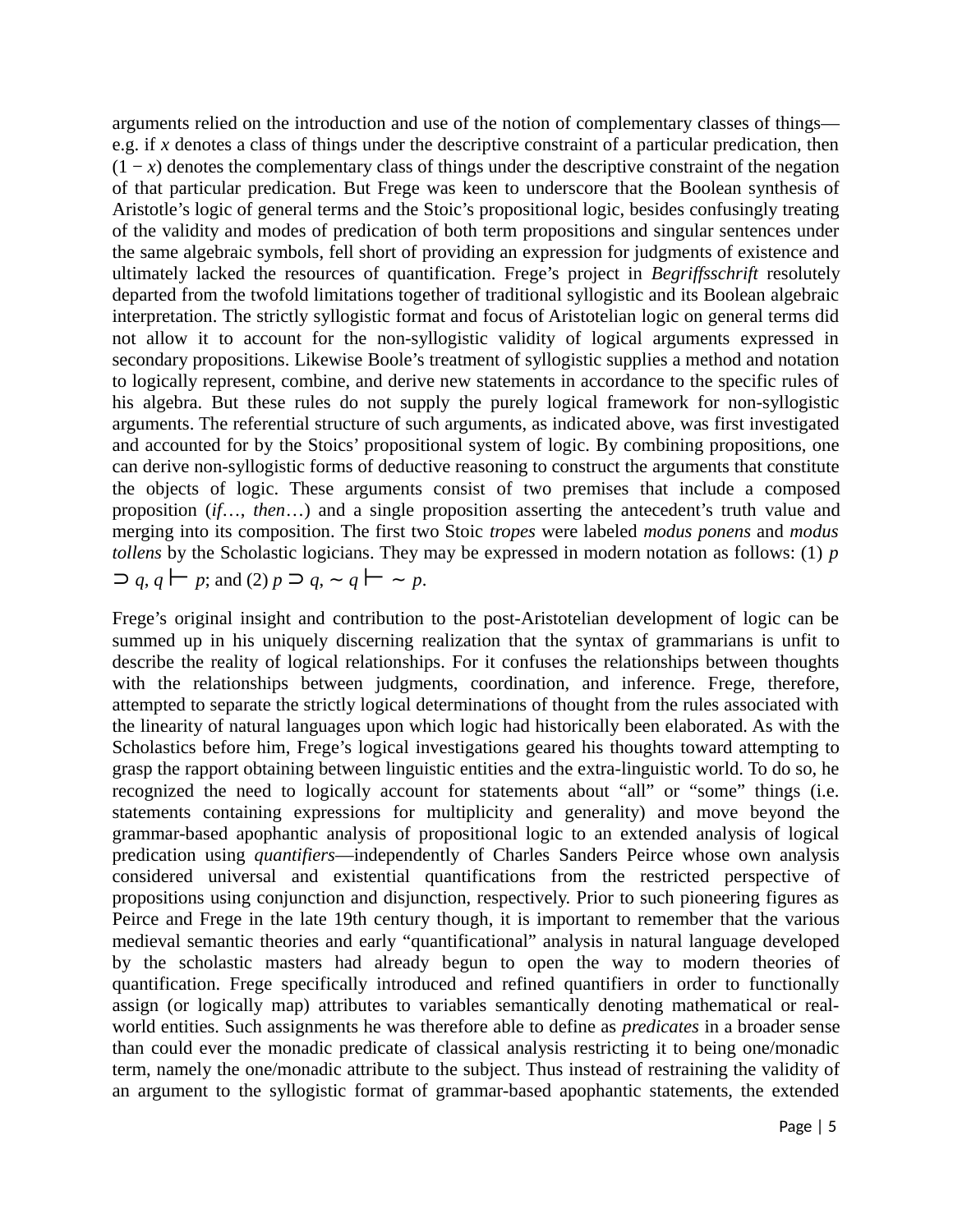arguments relied on the introduction and use of the notion of complementary classes of things—e.g. if *x* denotes a class of things under the descriptive constraint of a particular predication, then $(1 - x)$ denotes the complementary class of things under the descriptive constraint of the negation of that particular predication. But Frege was keen to underscore that the Boolean synthesis of Aristotle's logic of general terms and the Stoic's propositional logic, besides confusingly treating of the validity and modes of predication of both term propositions and singular sentences under the same algebraic symbols, fell short of providing an expression for judgments of existence and ultimately lacked the resources of quantification. Frege's project in *Begriffsschrift* resolutely departed from the twofold limitations together of traditional syllogistic and its Boolean algebraic interpretation. The strictly syllogistic format and focus of Aristotelian logic on general terms did not allow it to account for the non-syllogistic validity of logical arguments expressed in secondary propositions. Likewise Boole's treatment of syllogistic supplies a method and notation to logically represent, combine, and derive new statements in accordance to the specific rules of his algebra. But these rules do not supply the purely logical framework for non-syllogistic arguments. The referential structure of such arguments, as indicated above, was first investigated and accounted for by the Stoics' propositional system of logic. By combining propositions, one can derive non-syllogistic forms of deductive reasoning to construct the arguments that constitute the objects of logic. These arguments consist of two premises that include a composed proposition (*if…, then…*) and a single proposition asserting the antecedent's truth value and merging into its composition. The first two Stoic *tropes* were labeled *modus ponens* and *modus tollens* by the Scholastic logicians. They may be expressed in modern notation as follows: (1) $p \supset q, q \vdash p$; and (2) $p \supset q, \sim q \vdash \sim p$.

Frege's original insight and contribution to the post-Aristotelian development of logic can be summed up in his uniquely discerning realization that the syntax of grammarians is unfit to describe the reality of logical relationships. For it confuses the relationships between thoughts with the relationships between judgments, coordination, and inference. Frege, therefore, attempted to separate the strictly logical determinations of thought from the rules associated with the linearity of natural languages upon which logic had historically been elaborated. As with the Scholastics before him, Frege's logical investigations geared his thoughts toward attempting to grasp the rapport obtaining between linguistic entities and the extra-linguistic world. To do so, he recognized the need to logically account for statements about "all" or "some" things (i.e. statements containing expressions for multiplicity and generality) and move beyond the grammar-based apophantic analysis of propositional logic to an extended analysis of logical predication using *quantifiers*—independently of Charles Sanders Peirce whose own analysis considered universal and existential quantifications from the restricted perspective of propositions using conjunction and disjunction, respectively. Prior to such pioneering figures as Peirce and Frege in the late 19th century though, it is important to remember that the various medieval semantic theories and early "quantificational" analysis in natural language developed by the scholastic masters had already begun to open the way to modern theories of quantification. Frege specifically introduced and refined quantifiers in order to functionally assign (or logically map) attributes to variables semantically denoting mathematical or real-world entities. Such assignments he was therefore able to define as *predicates* in a broader sense than could ever the monadic predicate of classical analysis restricting it to being one/monadic term, namely the one/monadic attribute to the subject. Thus instead of restraining the validity of an argument to the syllogistic format of grammar-based apophantic statements, the extended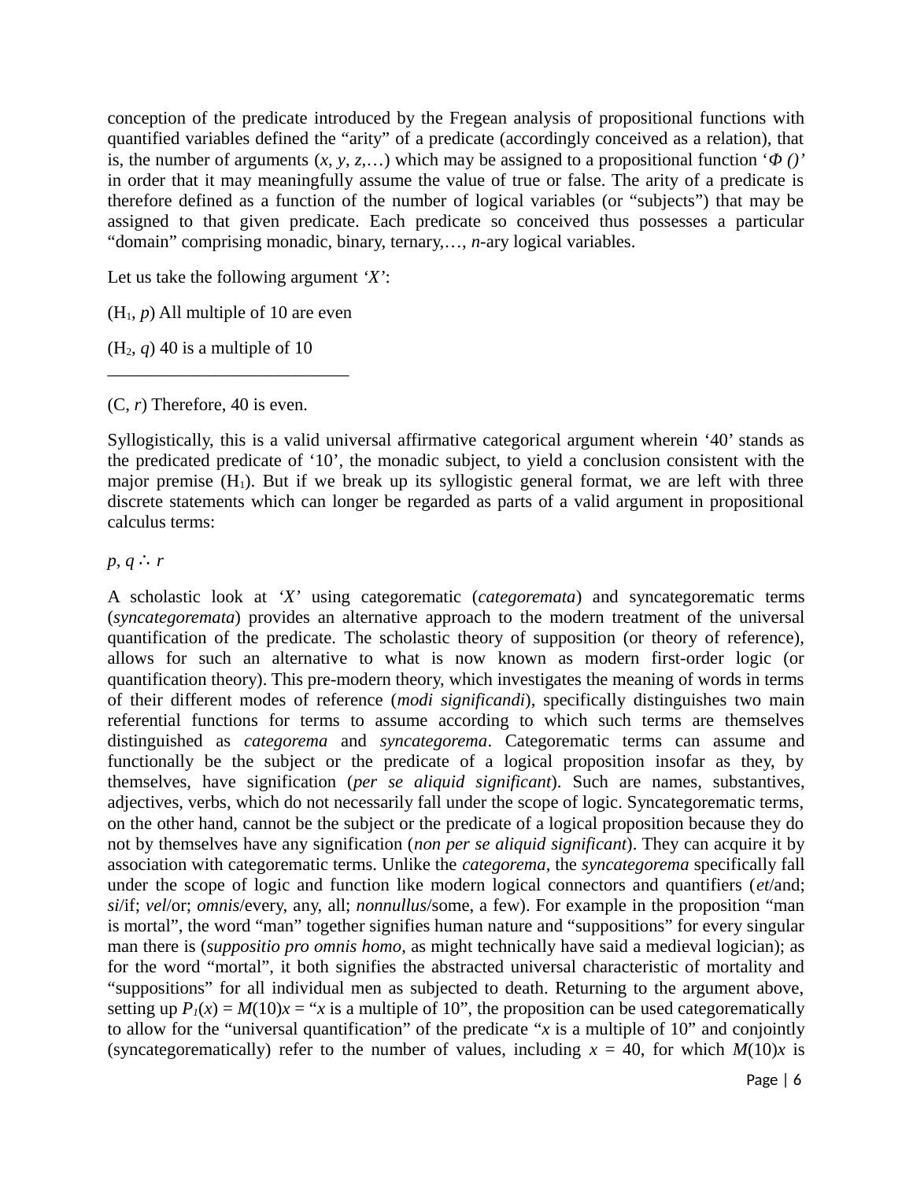conception of the predicate introduced by the Fregean analysis of propositional functions with quantified variables defined the "arity" of a predicate (accordingly conceived as a relation), that is, the number of arguments ($x$, $y$, $z$,…) which may be assigned to a propositional function '$\Phi$ ()' in order that it may meaningfully assume the value of true or false. The arity of a predicate is therefore defined as a function of the number of logical variables (or "subjects") that may be assigned to that given predicate. Each predicate so conceived thus possesses a particular "domain" comprising monadic, binary, ternary,…, $n$-ary logical variables.

Let us take the following argument *'X'*:

($H_1$, $p$) All multiple of 10 are even

($H_2$, $q$) 40 is a multiple of 10
___________________________

(C, $r$) Therefore, 40 is even.

Syllogistically, this is a valid universal affirmative categorical argument wherein '40' stands as the predicated predicate of '10', the monadic subject, to yield a conclusion consistent with the major premise ($H_1$). But if we break up its syllogistic general format, we are left with three discrete statements which can longer be regarded as parts of a valid argument in propositional calculus terms:

$p, q \therefore r$

A scholastic look at *'X'* using categorematic (*categoremata*) and syncategorematic terms (*syncategoremata*) provides an alternative approach to the modern treatment of the universal quantification of the predicate. The scholastic theory of supposition (or theory of reference), allows for such an alternative to what is now known as modern first-order logic (or quantification theory). This pre-modern theory, which investigates the meaning of words in terms of their different modes of reference (*modi significandi*), specifically distinguishes two main referential functions for terms to assume according to which such terms are themselves distinguished as *categorema* and *syncategorema*. Categorematic terms can assume and functionally be the subject or the predicate of a logical proposition insofar as they, by themselves, have signification (*per se aliquid significant*). Such are names, substantives, adjectives, verbs, which do not necessarily fall under the scope of logic. Syncategorematic terms, on the other hand, cannot be the subject or the predicate of a logical proposition because they do not by themselves have any signification (*non per se aliquid significant*). They can acquire it by association with categorematic terms. Unlike the *categorema*, the *syncategorema* specifically fall under the scope of logic and function like modern logical connectors and quantifiers (*et*/and; *si*/if; *vel*/or; *omnis*/every, any, all; *nonnullus*/some, a few). For example in the proposition "man is mortal", the word "man" together signifies human nature and "suppositions" for every singular man there is (*suppositio pro omnis homo*, as might technically have said a medieval logician); as for the word "mortal", it both signifies the abstracted universal characteristic of mortality and "suppositions" for all individual men as subjected to death. Returning to the argument above, setting up $P_1(x) = M(10)x$ = "$x$ is a multiple of 10", the proposition can be used categorematically to allow for the "universal quantification" of the predicate "$x$ is a multiple of 10" and conjointly (syncategorematically) refer to the number of values, including $x = 40$, for which $M(10)x$ is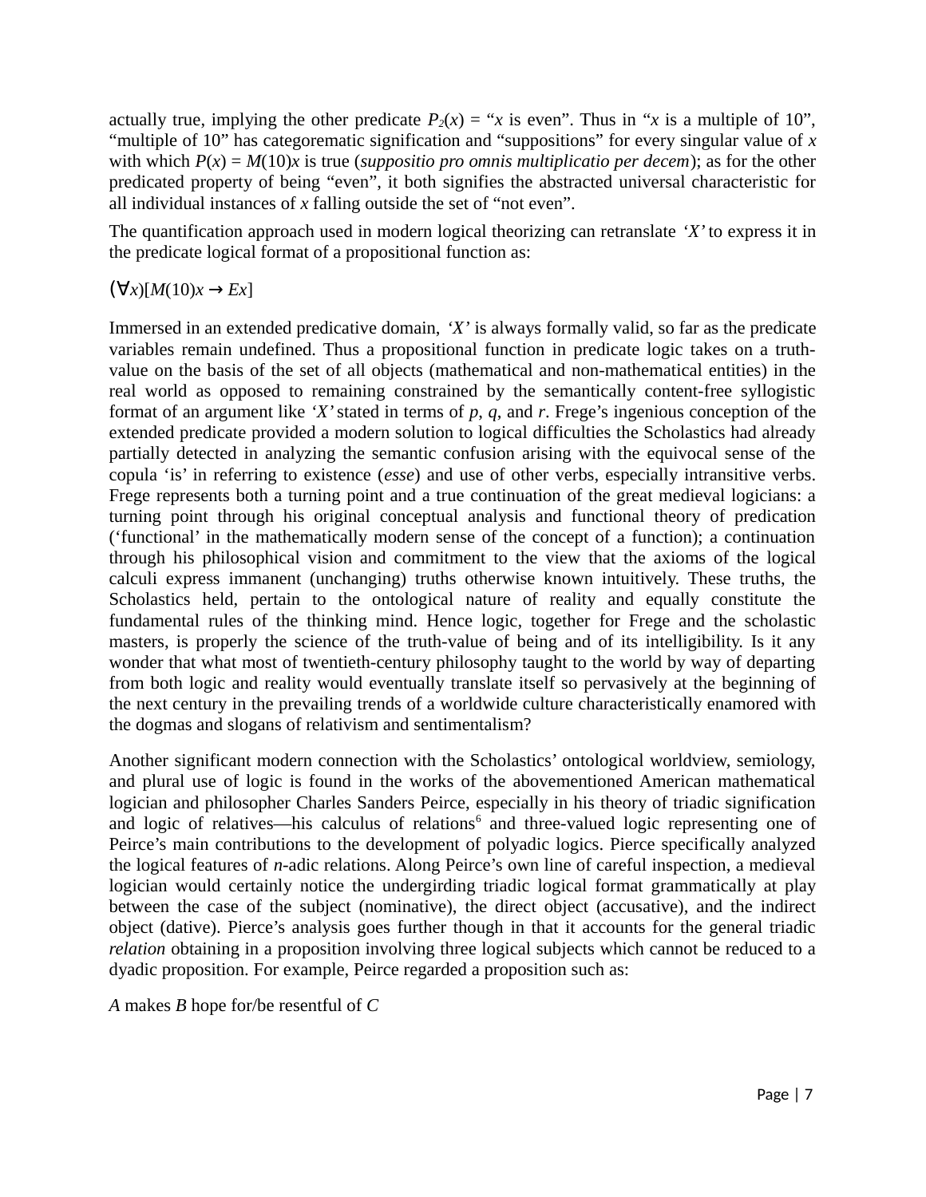actually true, implying the other predicate $P_2(x)$ = "*x* is even". Thus in "*x* is a multiple of 10", "multiple of 10" has categorematic signification and "suppositions" for every singular value of *x* with which $P(x) = M(10)x$ is true (*suppositio pro omnis multiplicatio per decem*); as for the other predicated property of being "even", it both signifies the abstracted universal characteristic for all individual instances of *x* falling outside the set of "not even".

The quantification approach used in modern logical theorizing can retranslate *'X'* to express it in the predicate logical format of a propositional function as:

$$(\forall x)[M(10)x \rightarrow Ex]$$

Immersed in an extended predicative domain, *'X'* is always formally valid, so far as the predicate variables remain undefined. Thus a propositional function in predicate logic takes on a truth-value on the basis of the set of all objects (mathematical and non-mathematical entities) in the real world as opposed to remaining constrained by the semantically content-free syllogistic format of an argument like *'X'* stated in terms of *p*, *q*, and *r*. Frege's ingenious conception of the extended predicate provided a modern solution to logical difficulties the Scholastics had already partially detected in analyzing the semantic confusion arising with the equivocal sense of the copula 'is' in referring to existence (*esse*) and use of other verbs, especially intransitive verbs. Frege represents both a turning point and a true continuation of the great medieval logicians: a turning point through his original conceptual analysis and functional theory of predication ('functional' in the mathematically modern sense of the concept of a function); a continuation through his philosophical vision and commitment to the view that the axioms of the logical calculi express immanent (unchanging) truths otherwise known intuitively. These truths, the Scholastics held, pertain to the ontological nature of reality and equally constitute the fundamental rules of the thinking mind. Hence logic, together for Frege and the scholastic masters, is properly the science of the truth-value of being and of its intelligibility. Is it any wonder that what most of twentieth-century philosophy taught to the world by way of departing from both logic and reality would eventually translate itself so pervasively at the beginning of the next century in the prevailing trends of a worldwide culture characteristically enamored with the dogmas and slogans of relativism and sentimentalism?

Another significant modern connection with the Scholastics' ontological worldview, semiology, and plural use of logic is found in the works of the abovementioned American mathematical logician and philosopher Charles Sanders Peirce, especially in his theory of triadic signification and logic of relatives—his calculus of relations[6] and three-valued logic representing one of Peirce's main contributions to the development of polyadic logics. Pierce specifically analyzed the logical features of *n*-adic relations. Along Peirce's own line of careful inspection, a medieval logician would certainly notice the undergirding triadic logical format grammatically at play between the case of the subject (nominative), the direct object (accusative), and the indirect object (dative). Pierce's analysis goes further though in that it accounts for the general triadic *relation* obtaining in a proposition involving three logical subjects which cannot be reduced to a dyadic proposition. For example, Peirce regarded a proposition such as:

*A* makes *B* hope for/be resentful of *C*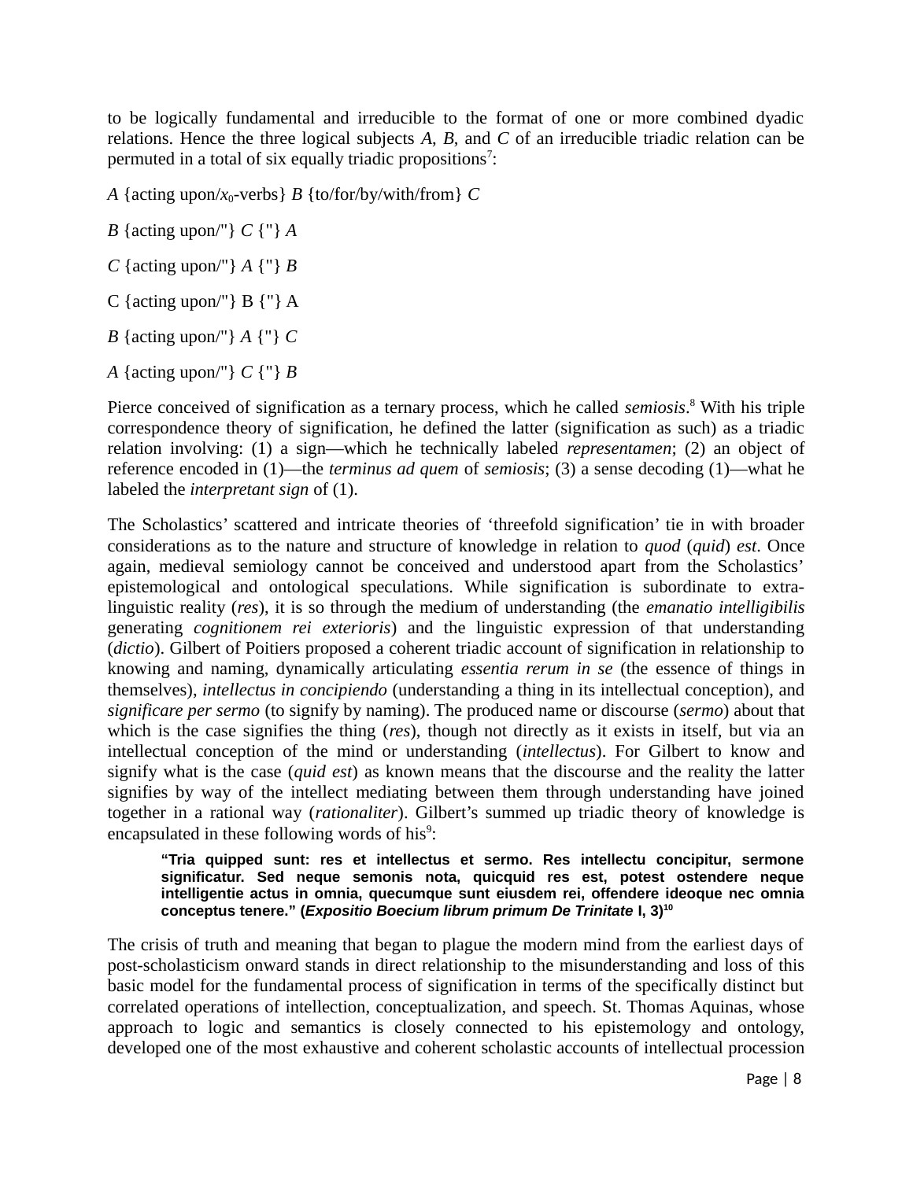to be logically fundamental and irreducible to the format of one or more combined dyadic relations. Hence the three logical subjects *A*, *B*, and *C* of an irreducible triadic relation can be permuted in a total of six equally triadic propositions[7]:

*A* {acting upon/$x_0$-verbs} *B* {to/for/by/with/from} *C*

*B* {acting upon/"} *C* {"} *A*

*C* {acting upon/"} *A* {"} *B*

C {acting upon/"} B {"} A

*B* {acting upon/"} *A* {"} *C*

*A* {acting upon/"} *C* {"} *B*

Pierce conceived of signification as a ternary process, which he called *semiosis*.[8] With his triple correspondence theory of signification, he defined the latter (signification as such) as a triadic relation involving: (1) a sign—which he technically labeled *representamen*; (2) an object of reference encoded in (1)—the *terminus ad quem* of *semiosis*; (3) a sense decoding (1)—what he labeled the *interpretant sign* of (1).

The Scholastics' scattered and intricate theories of 'threefold signification' tie in with broader considerations as to the nature and structure of knowledge in relation to *quod* (*quid*) *est*. Once again, medieval semiology cannot be conceived and understood apart from the Scholastics' epistemological and ontological speculations. While signification is subordinate to extra-linguistic reality (*res*), it is so through the medium of understanding (the *emanatio intelligibilis* generating *cognitionem rei exterioris*) and the linguistic expression of that understanding (*dictio*). Gilbert of Poitiers proposed a coherent triadic account of signification in relationship to knowing and naming, dynamically articulating *essentia rerum in se* (the essence of things in themselves), *intellectus in concipiendo* (understanding a thing in its intellectual conception), and *significare per sermo* (to signify by naming). The produced name or discourse (*sermo*) about that which is the case signifies the thing (*res*), though not directly as it exists in itself, but via an intellectual conception of the mind or understanding (*intellectus*). For Gilbert to know and signify what is the case (*quid est*) as known means that the discourse and the reality the latter signifies by way of the intellect mediating between them through understanding have joined together in a rational way (*rationaliter*). Gilbert's summed up triadic theory of knowledge is encapsulated in these following words of his[9]:

> **"Tria quipped sunt: res et intellectus et sermo. Res intellectu concipitur, sermone significatur. Sed neque semonis nota, quicquid res est, potest ostendere neque intelligentie actus in omnia, quecumque sunt eiusdem rei, offendere ideoque nec omnia conceptus tenere." (*Expositio Boecium librum primum De Trinitate* I, 3)**[10]

The crisis of truth and meaning that began to plague the modern mind from the earliest days of post-scholasticism onward stands in direct relationship to the misunderstanding and loss of this basic model for the fundamental process of signification in terms of the specifically distinct but correlated operations of intellection, conceptualization, and speech. St. Thomas Aquinas, whose approach to logic and semantics is closely connected to his epistemology and ontology, developed one of the most exhaustive and coherent scholastic accounts of intellectual procession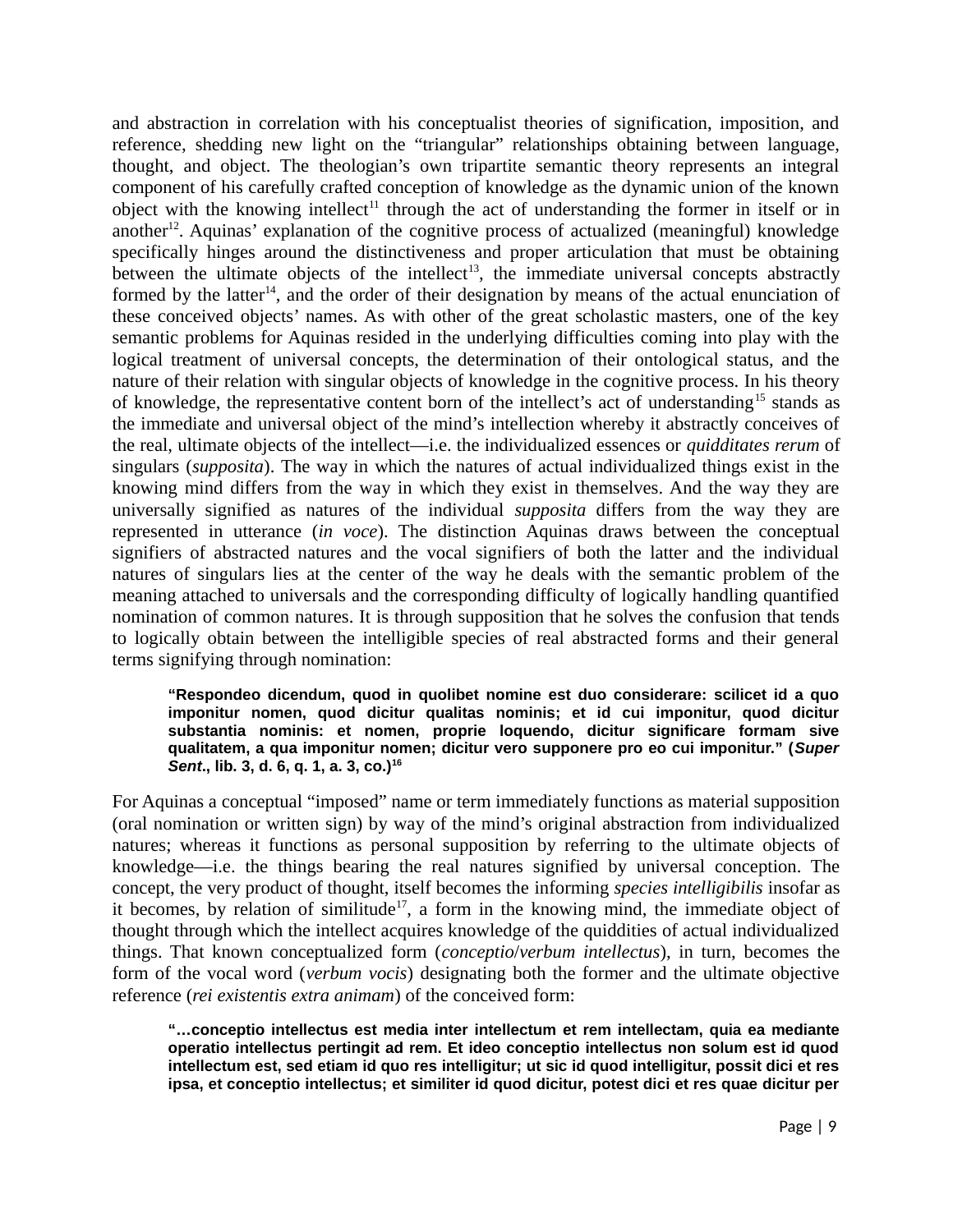and abstraction in correlation with his conceptualist theories of signification, imposition, and reference, shedding new light on the "triangular" relationships obtaining between language, thought, and object. The theologian's own tripartite semantic theory represents an integral component of his carefully crafted conception of knowledge as the dynamic union of the known object with the knowing intellect[11] through the act of understanding the former in itself or in another[12]. Aquinas' explanation of the cognitive process of actualized (meaningful) knowledge specifically hinges around the distinctiveness and proper articulation that must be obtaining between the ultimate objects of the intellect[13], the immediate universal concepts abstractly formed by the latter[14], and the order of their designation by means of the actual enunciation of these conceived objects' names. As with other of the great scholastic masters, one of the key semantic problems for Aquinas resided in the underlying difficulties coming into play with the logical treatment of universal concepts, the determination of their ontological status, and the nature of their relation with singular objects of knowledge in the cognitive process. In his theory of knowledge, the representative content born of the intellect's act of understanding[15] stands as the immediate and universal object of the mind's intellection whereby it abstractly conceives of the real, ultimate objects of the intellect—i.e. the individualized essences or *quidditates rerum* of singulars (*supposita*). The way in which the natures of actual individualized things exist in the knowing mind differs from the way in which they exist in themselves. And the way they are universally signified as natures of the individual *supposita* differs from the way they are represented in utterance (*in voce*). The distinction Aquinas draws between the conceptual signifiers of abstracted natures and the vocal signifiers of both the latter and the individual natures of singulars lies at the center of the way he deals with the semantic problem of the meaning attached to universals and the corresponding difficulty of logically handling quantified nomination of common natures. It is through supposition that he solves the confusion that tends to logically obtain between the intelligible species of real abstracted forms and their general terms signifying through nomination:

> **"Respondeo dicendum, quod in quolibet nomine est duo considerare: scilicet id a quo imponitur nomen, quod dicitur qualitas nominis; et id cui imponitur, quod dicitur substantia nominis: et nomen, proprie loquendo, dicitur significare formam sive qualitatem, a qua imponitur nomen; dicitur vero supponere pro eo cui imponitur." (*Super Sent*., lib. 3, d. 6, q. 1, a. 3, co.)[16]**

For Aquinas a conceptual "imposed" name or term immediately functions as material supposition (oral nomination or written sign) by way of the mind's original abstraction from individualized natures; whereas it functions as personal supposition by referring to the ultimate objects of knowledge—i.e. the things bearing the real natures signified by universal conception. The concept, the very product of thought, itself becomes the informing *species intelligibilis* insofar as it becomes, by relation of similitude[17], a form in the knowing mind, the immediate object of thought through which the intellect acquires knowledge of the quiddities of actual individualized things. That known conceptualized form (*conceptio*/*verbum intellectus*), in turn, becomes the form of the vocal word (*verbum vocis*) designating both the former and the ultimate objective reference (*rei existentis extra animam*) of the conceived form:

> **"…conceptio intellectus est media inter intellectum et rem intellectam, quia ea mediante operatio intellectus pertingit ad rem. Et ideo conceptio intellectus non solum est id quod intellectum est, sed etiam id quo res intelligitur; ut sic id quod intelligitur, possit dici et res ipsa, et conceptio intellectus; et similiter id quod dicitur, potest dici et res quae dicitur per**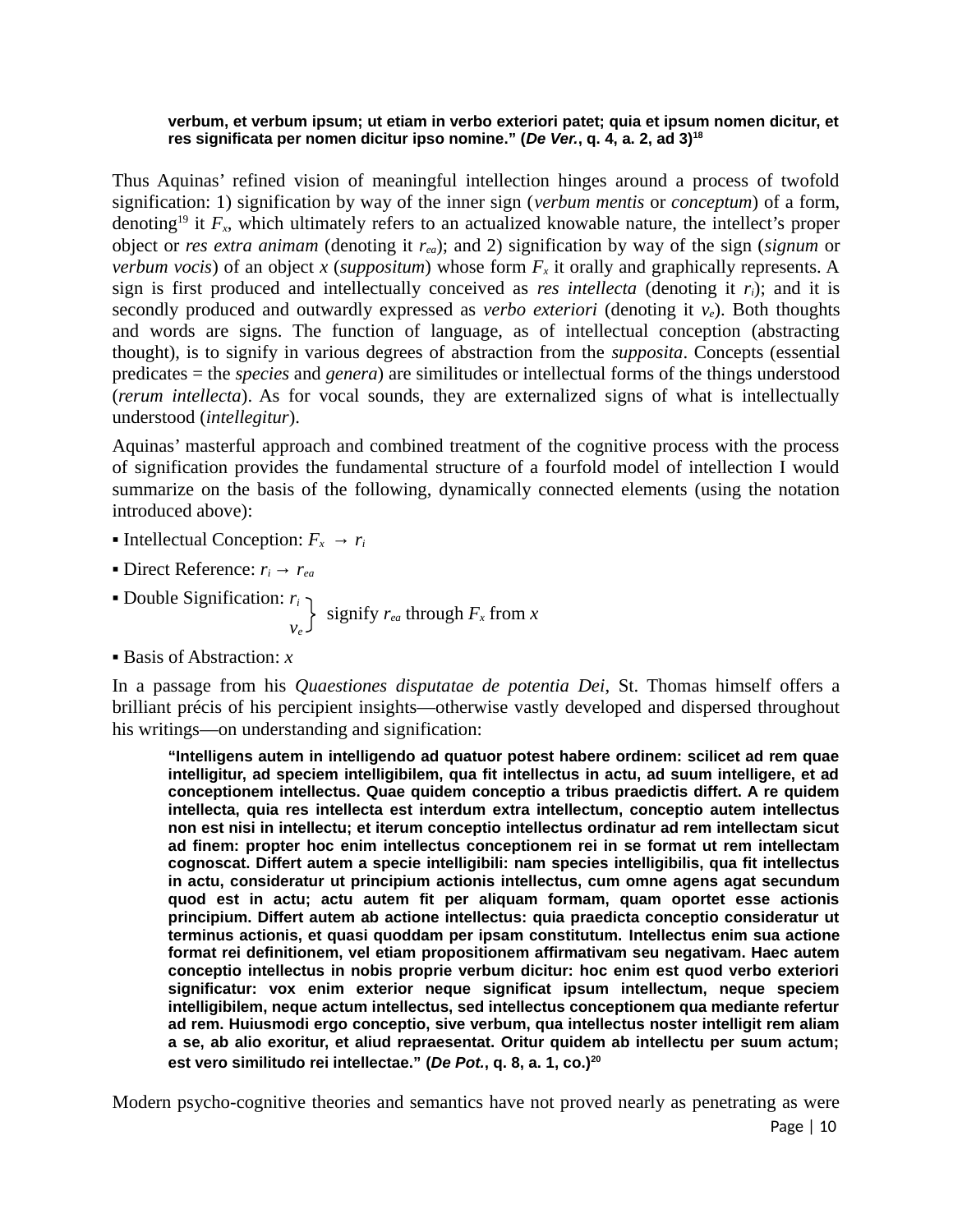> **verbum, et verbum ipsum; ut etiam in verbo exteriori patet; quia et ipsum nomen dicitur, et res significata per nomen dicitur ipso nomine." (*De Ver.*, q. 4, a. 2, ad 3)[18]**

Thus Aquinas' refined vision of meaningful intellection hinges around a process of twofold signification: 1) signification by way of the inner sign (*verbum mentis* or *conceptum*) of a form, denoting[19] it $F_x$, which ultimately refers to an actualized knowable nature, the intellect's proper object or *res extra animam* (denoting it $r_{ea}$); and 2) signification by way of the sign (*signum* or *verbum vocis*) of an object *x* (*suppositum*) whose form $F_x$ it orally and graphically represents. A sign is first produced and intellectually conceived as *res intellecta* (denoting it $r_i$); and it is secondly produced and outwardly expressed as *verbo exteriori* (denoting it $v_e$). Both thoughts and words are signs. The function of language, as of intellectual conception (abstracting thought), is to signify in various degrees of abstraction from the *supposita*. Concepts (essential predicates = the *species* and *genera*) are similitudes or intellectual forms of the things understood (*rerum intellecta*). As for vocal sounds, they are externalized signs of what is intellectually understood (*intellegitur*).

Aquinas' masterful approach and combined treatment of the cognitive process with the process of signification provides the fundamental structure of a fourfold model of intellection I would summarize on the basis of the following, dynamically connected elements (using the notation introduced above):

- Intellectual Conception: $F_x \rightarrow r_i$
- Direct Reference: $r_i \rightarrow r_{ea}$
- Double Signification: $\left.\begin{matrix} r_i \\ v_e \end{matrix}\right\}$ signify $r_{ea}$ through $F_x$ from $x$
- Basis of Abstraction: $x$

In a passage from his *Quaestiones disputatae de potentia Dei*, St. Thomas himself offers a brilliant précis of his percipient insights—otherwise vastly developed and dispersed throughout his writings—on understanding and signification:

> **"Intelligens autem in intelligendo ad quatuor potest habere ordinem: scilicet ad rem quae intelligitur, ad speciem intelligibilem, qua fit intellectus in actu, ad suum intelligere, et ad conceptionem intellectus. Quae quidem conceptio a tribus praedictis differt. A re quidem intellecta, quia res intellecta est interdum extra intellectum, conceptio autem intellectus non est nisi in intellectu; et iterum conceptio intellectus ordinatur ad rem intellectam sicut ad finem: propter hoc enim intellectus conceptionem rei in se format ut rem intellectam cognoscat. Differt autem a specie intelligibili: nam species intelligibilis, qua fit intellectus in actu, consideratur ut principium actionis intellectus, cum omne agens agat secundum quod est in actu; actu autem fit per aliquam formam, quam oportet esse actionis principium. Differt autem ab actione intellectus: quia praedicta conceptio consideratur ut terminus actionis, et quasi quoddam per ipsam constitutum. Intellectus enim sua actione format rei definitionem, vel etiam propositionem affirmativam seu negativam. Haec autem conceptio intellectus in nobis proprie verbum dicitur: hoc enim est quod verbo exteriori significatur: vox enim exterior neque significat ipsum intellectum, neque speciem intelligibilem, neque actum intellectus, sed intellectus conceptionem qua mediante refertur ad rem. Huiusmodi ergo conceptio, sive verbum, qua intellectus noster intelligit rem aliam a se, ab alio exoritur, et aliud repraesentat. Oritur quidem ab intellectu per suum actum; est vero similitudo rei intellectae." (*De Pot.*, q. 8, a. 1, co.)[20]**

Modern psycho-cognitive theories and semantics have not proved nearly as penetrating as were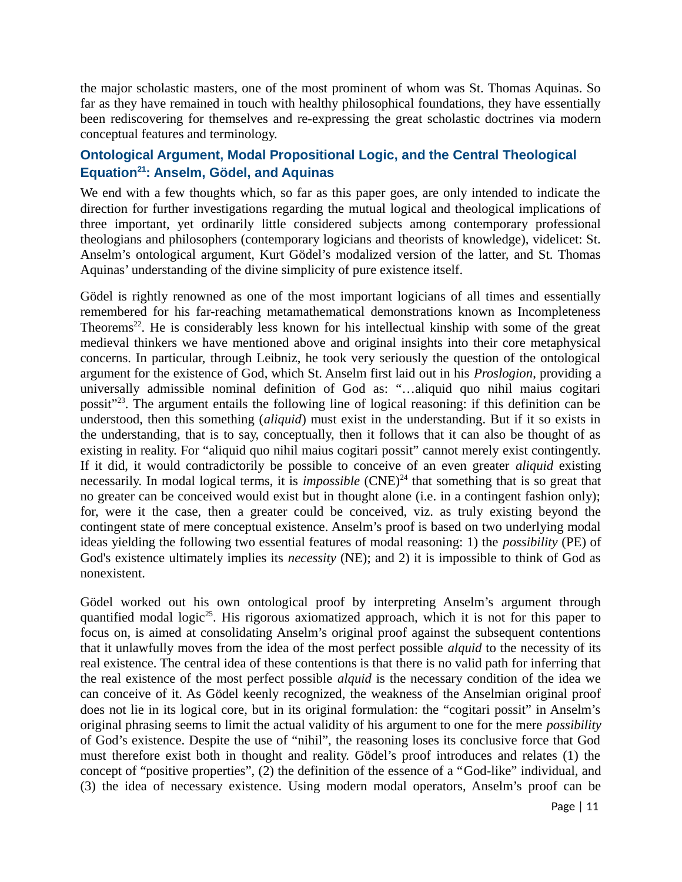the major scholastic masters, one of the most prominent of whom was St. Thomas Aquinas. So far as they have remained in touch with healthy philosophical foundations, they have essentially been rediscovering for themselves and re-expressing the great scholastic doctrines via modern conceptual features and terminology.

## Ontological Argument, Modal Propositional Logic, and the Central Theological Equation[21]: Anselm, Gödel, and Aquinas

We end with a few thoughts which, so far as this paper goes, are only intended to indicate the direction for further investigations regarding the mutual logical and theological implications of three important, yet ordinarily little considered subjects among contemporary professional theologians and philosophers (contemporary logicians and theorists of knowledge), videlicet: St. Anselm's ontological argument, Kurt Gödel's modalized version of the latter, and St. Thomas Aquinas' understanding of the divine simplicity of pure existence itself.

Gödel is rightly renowned as one of the most important logicians of all times and essentially remembered for his far-reaching metamathematical demonstrations known as Incompleteness Theorems[22]. He is considerably less known for his intellectual kinship with some of the great medieval thinkers we have mentioned above and original insights into their core metaphysical concerns. In particular, through Leibniz, he took very seriously the question of the ontological argument for the existence of God, which St. Anselm first laid out in his *Proslogion*, providing a universally admissible nominal definition of God as: "…aliquid quo nihil maius cogitari possit"[23]. The argument entails the following line of logical reasoning: if this definition can be understood, then this something (*aliquid*) must exist in the understanding. But if it so exists in the understanding, that is to say, conceptually, then it follows that it can also be thought of as existing in reality. For "aliquid quo nihil maius cogitari possit" cannot merely exist contingently. If it did, it would contradictorily be possible to conceive of an even greater *aliquid* existing necessarily. In modal logical terms, it is *impossible* (CNE)[24] that something that is so great that no greater can be conceived would exist but in thought alone (i.e. in a contingent fashion only); for, were it the case, then a greater could be conceived, viz. as truly existing beyond the contingent state of mere conceptual existence. Anselm's proof is based on two underlying modal ideas yielding the following two essential features of modal reasoning: 1) the *possibility* (PE) of God's existence ultimately implies its *necessity* (NE); and 2) it is impossible to think of God as nonexistent.

Gödel worked out his own ontological proof by interpreting Anselm's argument through quantified modal logic[25]. His rigorous axiomatized approach, which it is not for this paper to focus on, is aimed at consolidating Anselm's original proof against the subsequent contentions that it unlawfully moves from the idea of the most perfect possible *alquid* to the necessity of its real existence. The central idea of these contentions is that there is no valid path for inferring that the real existence of the most perfect possible *alquid* is the necessary condition of the idea we can conceive of it. As Gödel keenly recognized, the weakness of the Anselmian original proof does not lie in its logical core, but in its original formulation: the "cogitari possit" in Anselm's original phrasing seems to limit the actual validity of his argument to one for the mere *possibility* of God's existence. Despite the use of "nihil", the reasoning loses its conclusive force that God must therefore exist both in thought and reality. Gödel's proof introduces and relates (1) the concept of "positive properties", (2) the definition of the essence of a "God-like" individual, and (3) the idea of necessary existence. Using modern modal operators, Anselm's proof can be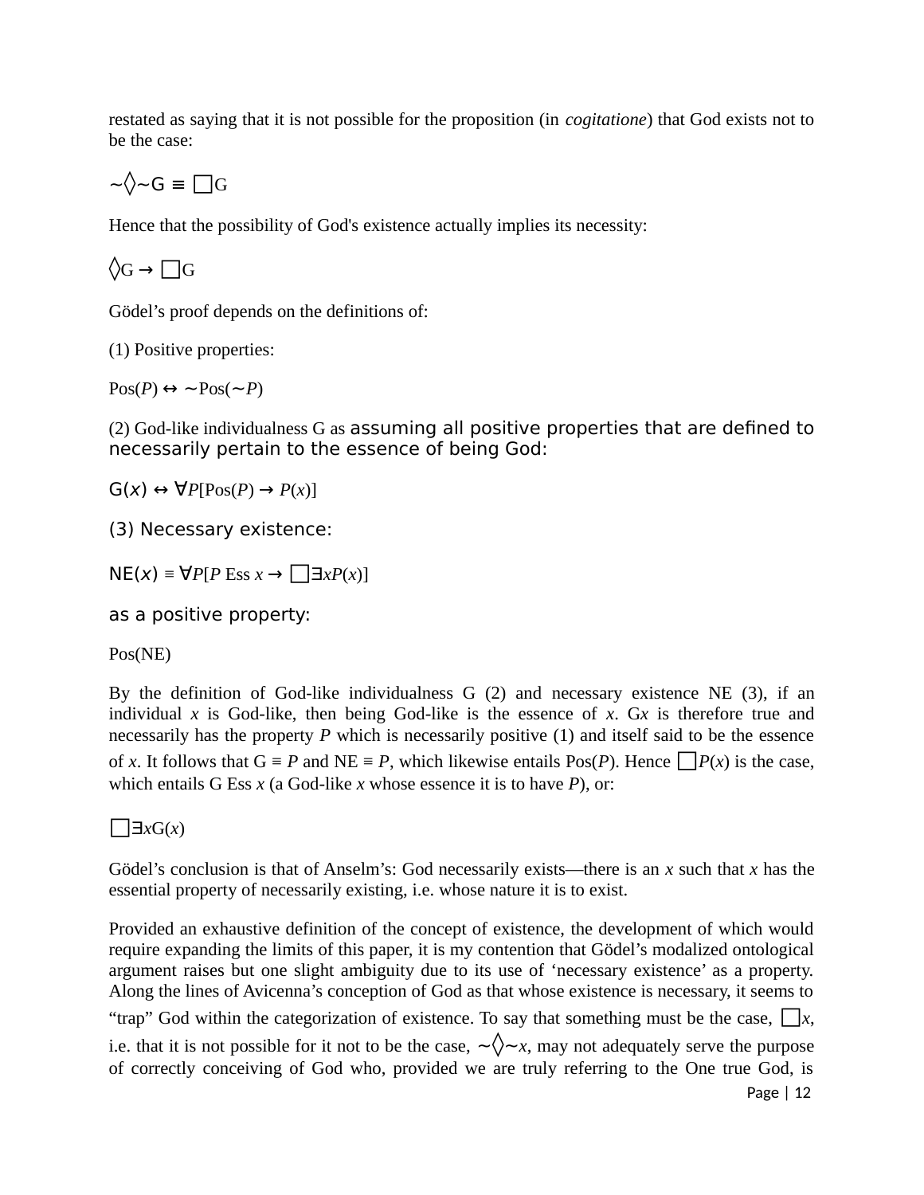restated as saying that it is not possible for the proposition (in *cogitatione*) that God exists not to be the case:

$$\sim\Diamond\sim G \equiv \Box G$$

Hence that the possibility of God's existence actually implies its necessity:

$$\Diamond G \rightarrow \Box G$$

Gödel's proof depends on the definitions of:

(1) Positive properties:

$$\text{Pos}(P) \leftrightarrow \sim\text{Pos}(\sim P)$$

(2) God-like individualness G as assuming all positive properties that are defined to necessarily pertain to the essence of being God:

$$G(x) \leftrightarrow \forall P[\text{Pos}(P) \rightarrow P(x)]$$

(3) Necessary existence:

$$\text{NE}(x) \equiv \forall P[P \text{ Ess } x \rightarrow \Box\exists x P(x)]$$

as a positive property:

$$\text{Pos(NE)}$$

By the definition of God-like individualness G (2) and necessary existence NE (3), if an individual $x$ is God-like, then being God-like is the essence of $x$. $Gx$ is therefore true and necessarily has the property $P$ which is necessarily positive (1) and itself said to be the essence of $x$. It follows that $G \equiv P$ and $\text{NE} \equiv P$, which likewise entails $\text{Pos}(P)$. Hence $\Box P(x)$ is the case, which entails G Ess $x$ (a God-like $x$ whose essence it is to have $P$), or:

$$\Box\exists x G(x)$$

Gödel's conclusion is that of Anselm's: God necessarily exists—there is an $x$ such that $x$ has the essential property of necessarily existing, i.e. whose nature it is to exist.

Provided an exhaustive definition of the concept of existence, the development of which would require expanding the limits of this paper, it is my contention that Gödel's modalized ontological argument raises but one slight ambiguity due to its use of 'necessary existence' as a property. Along the lines of Avicenna's conception of God as that whose existence is necessary, it seems to "trap" God within the categorization of existence. To say that something must be the case, $\Box x$, i.e. that it is not possible for it not to be the case, $\sim\Diamond\sim x$, may not adequately serve the purpose of correctly conceiving of God who, provided we are truly referring to the One true God, is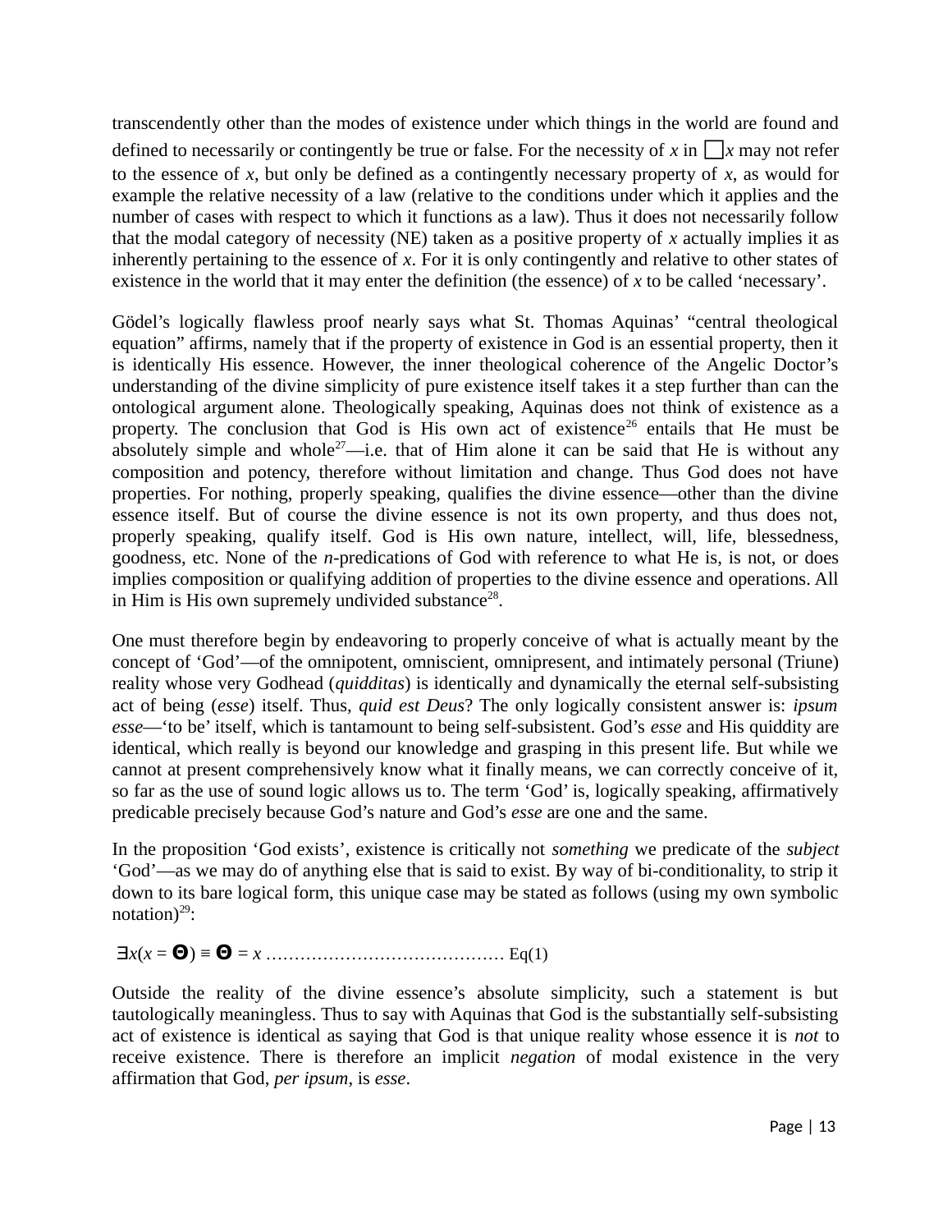transcendently other than the modes of existence under which things in the world are found and defined to necessarily or contingently be true or false. For the necessity of *x* in $\Box x$ may not refer to the essence of *x*, but only be defined as a contingently necessary property of *x*, as would for example the relative necessity of a law (relative to the conditions under which it applies and the number of cases with respect to which it functions as a law). Thus it does not necessarily follow that the modal category of necessity (NE) taken as a positive property of *x* actually implies it as inherently pertaining to the essence of *x*. For it is only contingently and relative to other states of existence in the world that it may enter the definition (the essence) of *x* to be called 'necessary'.

Gödel's logically flawless proof nearly says what St. Thomas Aquinas' "central theological equation" affirms, namely that if the property of existence in God is an essential property, then it is identically His essence. However, the inner theological coherence of the Angelic Doctor's understanding of the divine simplicity of pure existence itself takes it a step further than can the ontological argument alone. Theologically speaking, Aquinas does not think of existence as a property. The conclusion that God is His own act of existence[26] entails that He must be absolutely simple and whole[27]—i.e. that of Him alone it can be said that He is without any composition and potency, therefore without limitation and change. Thus God does not have properties. For nothing, properly speaking, qualifies the divine essence—other than the divine essence itself. But of course the divine essence is not its own property, and thus does not, properly speaking, qualify itself. God is His own nature, intellect, will, life, blessedness, goodness, etc. None of the *n*-predications of God with reference to what He is, is not, or does implies composition or qualifying addition of properties to the divine essence and operations. All in Him is His own supremely undivided substance[28].

One must therefore begin by endeavoring to properly conceive of what is actually meant by the concept of 'God'—of the omnipotent, omniscient, omnipresent, and intimately personal (Triune) reality whose very Godhead (*quidditas*) is identically and dynamically the eternal self-subsisting act of being (*esse*) itself. Thus, *quid est Deus*? The only logically consistent answer is: *ipsum esse*—'to be' itself, which is tantamount to being self-subsistent. God's *esse* and His quiddity are identical, which really is beyond our knowledge and grasping in this present life. But while we cannot at present comprehensively know what it finally means, we can correctly conceive of it, so far as the use of sound logic allows us to. The term 'God' is, logically speaking, affirmatively predicable precisely because God's nature and God's *esse* are one and the same.

In the proposition 'God exists', existence is critically not *something* we predicate of the *subject* 'God'—as we may do of anything else that is said to exist. By way of bi-conditionality, to strip it down to its bare logical form, this unique case may be stated as follows (using my own symbolic notation)[29]:

$$\exists x(x = \boldsymbol{\Theta}) \equiv \boldsymbol{\Theta} = x \quad \text{Eq(1)}$$

Outside the reality of the divine essence's absolute simplicity, such a statement is but tautologically meaningless. Thus to say with Aquinas that God is the substantially self-subsisting act of existence is identical as saying that God is that unique reality whose essence it is *not* to receive existence. There is therefore an implicit *negation* of modal existence in the very affirmation that God, *per ipsum*, is *esse*.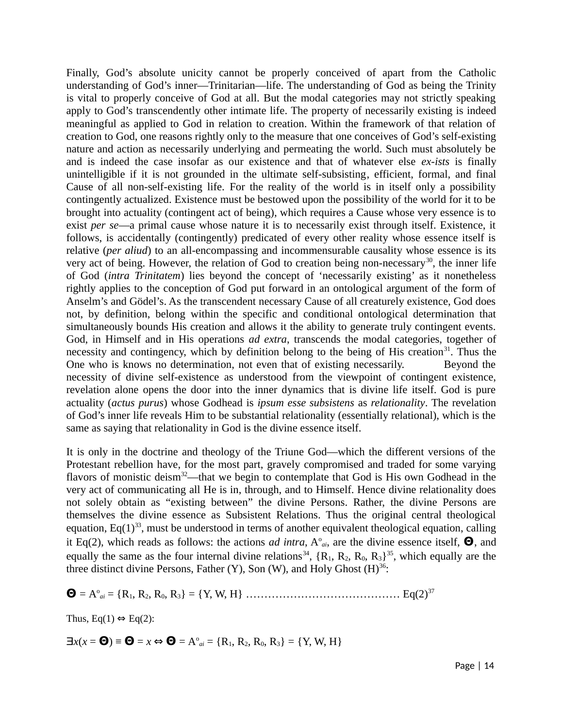Finally, God's absolute unicity cannot be properly conceived of apart from the Catholic understanding of God's inner—Trinitarian—life. The understanding of God as being the Trinity is vital to properly conceive of God at all. But the modal categories may not strictly speaking apply to God's transcendently other intimate life. The property of necessarily existing is indeed meaningful as applied to God in relation to creation. Within the framework of that relation of creation to God, one reasons rightly only to the measure that one conceives of God's self-existing nature and action as necessarily underlying and permeating the world. Such must absolutely be and is indeed the case insofar as our existence and that of whatever else *ex-ists* is finally unintelligible if it is not grounded in the ultimate self-subsisting, efficient, formal, and final Cause of all non-self-existing life. For the reality of the world is in itself only a possibility contingently actualized. Existence must be bestowed upon the possibility of the world for it to be brought into actuality (contingent act of being), which requires a Cause whose very essence is to exist *per se*—a primal cause whose nature it is to necessarily exist through itself. Existence, it follows, is accidentally (contingently) predicated of every other reality whose essence itself is relative (*per aliud*) to an all-encompassing and incommensurable causality whose essence is its very act of being. However, the relation of God to creation being non-necessary[30], the inner life of God (*intra Trinitatem*) lies beyond the concept of 'necessarily existing' as it nonetheless rightly applies to the conception of God put forward in an ontological argument of the form of Anselm's and Gödel's. As the transcendent necessary Cause of all creaturely existence, God does not, by definition, belong within the specific and conditional ontological determination that simultaneously bounds His creation and allows it the ability to generate truly contingent events. God, in Himself and in His operations *ad extra*, transcends the modal categories, together of necessity and contingency, which by definition belong to the being of His creation[31]. Thus the One who is knows no determination, not even that of existing necessarily. Beyond the necessity of divine self-existence as understood from the viewpoint of contingent existence, revelation alone opens the door into the inner dynamics that is divine life itself. God is pure actuality (*actus purus*) whose Godhead is *ipsum esse subsistens* as *relationality*. The revelation of God's inner life reveals Him to be substantial relationality (essentially relational), which is the same as saying that relationality in God is the divine essence itself.

It is only in the doctrine and theology of the Triune God—which the different versions of the Protestant rebellion have, for the most part, gravely compromised and traded for some varying flavors of monistic deism[32]—that we begin to contemplate that God is His own Godhead in the very act of communicating all He is in, through, and to Himself. Hence divine relationality does not solely obtain as "existing between" the divine Persons. Rather, the divine Persons are themselves the divine essence as Subsistent Relations. Thus the original central theological equation, Eq(1)[33], must be understood in terms of another equivalent theological equation, calling it Eq(2), which reads as follows: the actions *ad intra*, $A^{o}_{ai}$, are the divine essence itself, $\boldsymbol{\Theta}$, and equally the same as the four internal divine relations[34], $\{R_1, R_2, R_0, R_3\}$[35], which equally are the three distinct divine Persons, Father (Y), Son (W), and Holy Ghost (H)[36]:

$\boldsymbol{\Theta} = A^{o}_{ai} = \{R_1, R_2, R_0, R_3\} = \{Y, W, H\}$ …………………………………… Eq(2)[37]

Thus, Eq(1) $\Leftrightarrow$ Eq(2):

$$\exists x(x = \boldsymbol{\Theta}) \equiv \boldsymbol{\Theta} = x \Leftrightarrow \boldsymbol{\Theta} = A^{o}_{ai} = \{R_1, R_2, R_0, R_3\} = \{Y, W, H\}$$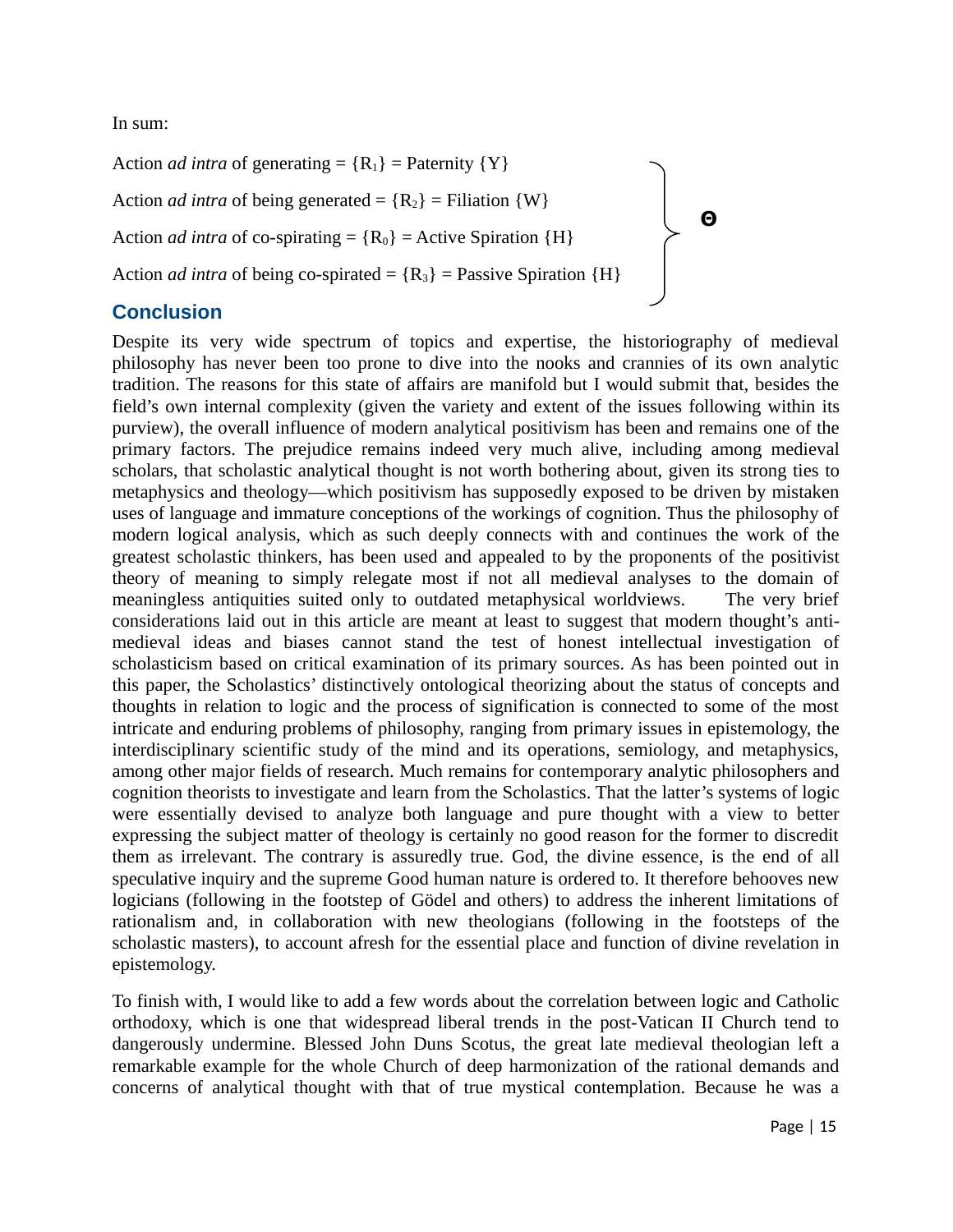In sum:

Action *ad intra* of generating = $\{R_1\}$ = Paternity {Y}

Action *ad intra* of being generated = $\{R_2\}$ = Filiation {W}

Action *ad intra* of co-spirating = $\{R_0\}$ = Active Spiration {H}

Action *ad intra* of being co-spirated = $\{R_3\}$ = Passive Spiration {H}

} **Θ**

## Conclusion

Despite its very wide spectrum of topics and expertise, the historiography of medieval philosophy has never been too prone to dive into the nooks and crannies of its own analytic tradition. The reasons for this state of affairs are manifold but I would submit that, besides the field's own internal complexity (given the variety and extent of the issues following within its purview), the overall influence of modern analytical positivism has been and remains one of the primary factors. The prejudice remains indeed very much alive, including among medieval scholars, that scholastic analytical thought is not worth bothering about, given its strong ties to metaphysics and theology—which positivism has supposedly exposed to be driven by mistaken uses of language and immature conceptions of the workings of cognition. Thus the philosophy of modern logical analysis, which as such deeply connects with and continues the work of the greatest scholastic thinkers, has been used and appealed to by the proponents of the positivist theory of meaning to simply relegate most if not all medieval analyses to the domain of meaningless antiquities suited only to outdated metaphysical worldviews. The very brief considerations laid out in this article are meant at least to suggest that modern thought's anti-medieval ideas and biases cannot stand the test of honest intellectual investigation of scholasticism based on critical examination of its primary sources. As has been pointed out in this paper, the Scholastics' distinctively ontological theorizing about the status of concepts and thoughts in relation to logic and the process of signification is connected to some of the most intricate and enduring problems of philosophy, ranging from primary issues in epistemology, the interdisciplinary scientific study of the mind and its operations, semiology, and metaphysics, among other major fields of research. Much remains for contemporary analytic philosophers and cognition theorists to investigate and learn from the Scholastics. That the latter's systems of logic were essentially devised to analyze both language and pure thought with a view to better expressing the subject matter of theology is certainly no good reason for the former to discredit them as irrelevant. The contrary is assuredly true. God, the divine essence, is the end of all speculative inquiry and the supreme Good human nature is ordered to. It therefore behooves new logicians (following in the footstep of Gödel and others) to address the inherent limitations of rationalism and, in collaboration with new theologians (following in the footsteps of the scholastic masters), to account afresh for the essential place and function of divine revelation in epistemology.

To finish with, I would like to add a few words about the correlation between logic and Catholic orthodoxy, which is one that widespread liberal trends in the post-Vatican II Church tend to dangerously undermine. Blessed John Duns Scotus, the great late medieval theologian left a remarkable example for the whole Church of deep harmonization of the rational demands and concerns of analytical thought with that of true mystical contemplation. Because he was a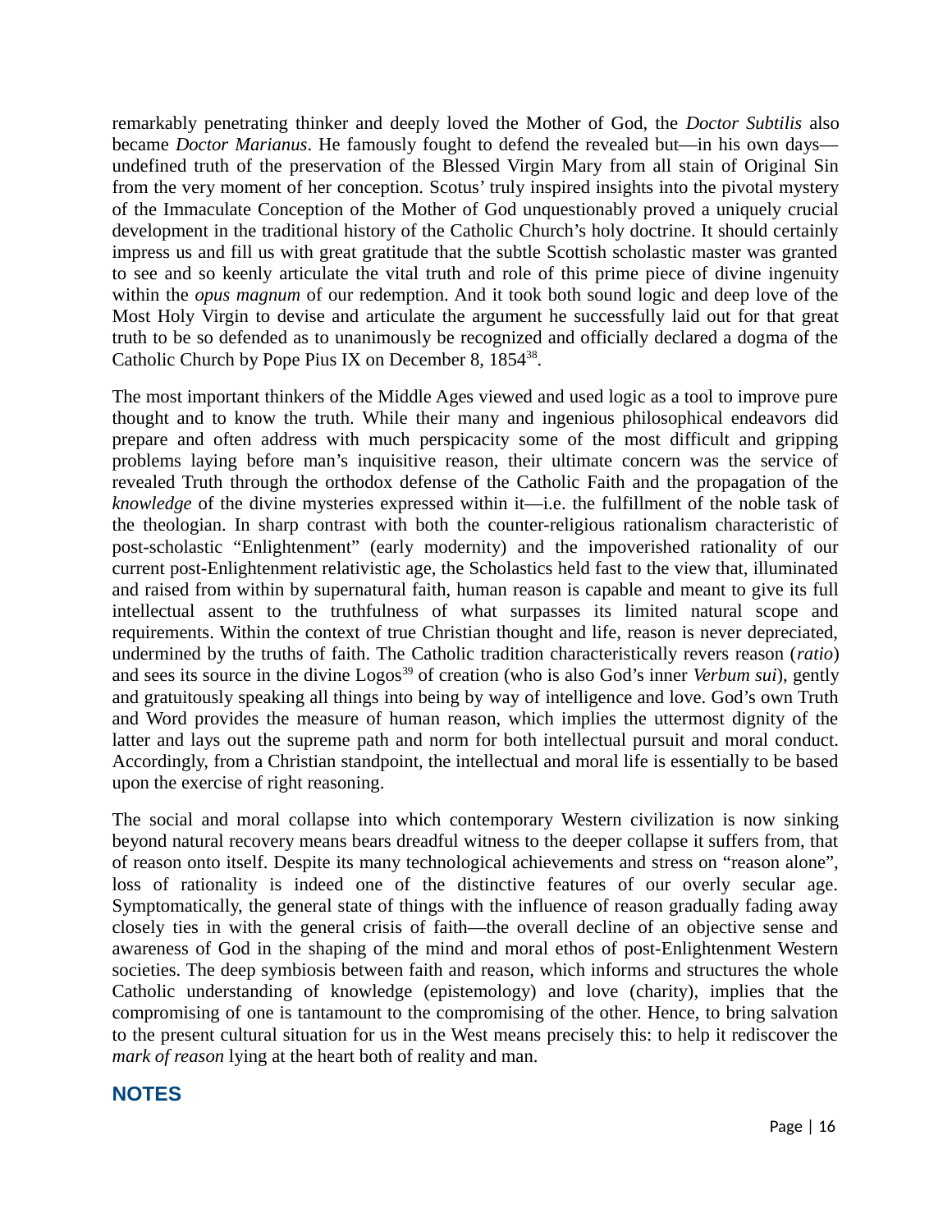remarkably penetrating thinker and deeply loved the Mother of God, the *Doctor Subtilis* also became *Doctor Marianus*. He famously fought to defend the revealed but—in his own days—undefined truth of the preservation of the Blessed Virgin Mary from all stain of Original Sin from the very moment of her conception. Scotus' truly inspired insights into the pivotal mystery of the Immaculate Conception of the Mother of God unquestionably proved a uniquely crucial development in the traditional history of the Catholic Church's holy doctrine. It should certainly impress us and fill us with great gratitude that the subtle Scottish scholastic master was granted to see and so keenly articulate the vital truth and role of this prime piece of divine ingenuity within the *opus magnum* of our redemption. And it took both sound logic and deep love of the Most Holy Virgin to devise and articulate the argument he successfully laid out for that great truth to be so defended as to unanimously be recognized and officially declared a dogma of the Catholic Church by Pope Pius IX on December 8, 1854[38].

The most important thinkers of the Middle Ages viewed and used logic as a tool to improve pure thought and to know the truth. While their many and ingenious philosophical endeavors did prepare and often address with much perspicacity some of the most difficult and gripping problems laying before man's inquisitive reason, their ultimate concern was the service of revealed Truth through the orthodox defense of the Catholic Faith and the propagation of the *knowledge* of the divine mysteries expressed within it—i.e. the fulfillment of the noble task of the theologian. In sharp contrast with both the counter-religious rationalism characteristic of post-scholastic "Enlightenment" (early modernity) and the impoverished rationality of our current post-Enlightenment relativistic age, the Scholastics held fast to the view that, illuminated and raised from within by supernatural faith, human reason is capable and meant to give its full intellectual assent to the truthfulness of what surpasses its limited natural scope and requirements. Within the context of true Christian thought and life, reason is never depreciated, undermined by the truths of faith. The Catholic tradition characteristically revers reason (*ratio*) and sees its source in the divine Logos[39] of creation (who is also God's inner *Verbum sui*), gently and gratuitously speaking all things into being by way of intelligence and love. God's own Truth and Word provides the measure of human reason, which implies the uttermost dignity of the latter and lays out the supreme path and norm for both intellectual pursuit and moral conduct. Accordingly, from a Christian standpoint, the intellectual and moral life is essentially to be based upon the exercise of right reasoning.

The social and moral collapse into which contemporary Western civilization is now sinking beyond natural recovery means bears dreadful witness to the deeper collapse it suffers from, that of reason onto itself. Despite its many technological achievements and stress on "reason alone", loss of rationality is indeed one of the distinctive features of our overly secular age. Symptomatically, the general state of things with the influence of reason gradually fading away closely ties in with the general crisis of faith—the overall decline of an objective sense and awareness of God in the shaping of the mind and moral ethos of post-Enlightenment Western societies. The deep symbiosis between faith and reason, which informs and structures the whole Catholic understanding of knowledge (epistemology) and love (charity), implies that the compromising of one is tantamount to the compromising of the other. Hence, to bring salvation to the present cultural situation for us in the West means precisely this: to help it rediscover the *mark of reason* lying at the heart both of reality and man.

## NOTES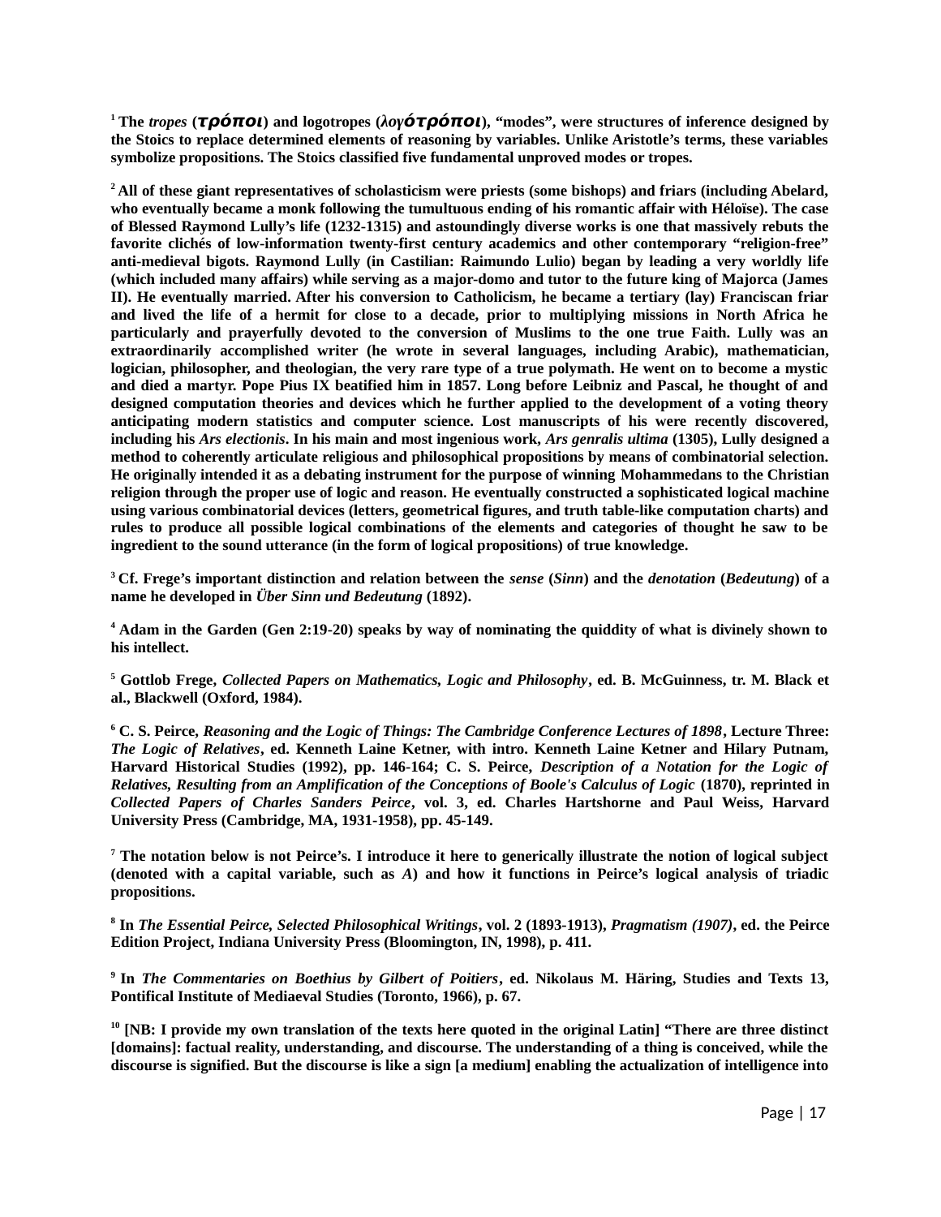[1] **The *tropes* (*τρόποι*) and logotropes (*λογότρόποι*), "modes", were structures of inference designed by the Stoics to replace determined elements of reasoning by variables. Unlike Aristotle's terms, these variables symbolize propositions. The Stoics classified five fundamental unproved modes or tropes.**

[2] **All of these giant representatives of scholasticism were priests (some bishops) and friars (including Abelard, who eventually became a monk following the tumultuous ending of his romantic affair with Héloïse). The case of Blessed Raymond Lully's life (1232-1315) and astoundingly diverse works is one that massively rebuts the favorite clichés of low-information twenty-first century academics and other contemporary "religion-free" anti-medieval bigots. Raymond Lully (in Castilian: Raimundo Lulio) began by leading a very worldly life (which included many affairs) while serving as a major-domo and tutor to the future king of Majorca (James II). He eventually married. After his conversion to Catholicism, he became a tertiary (lay) Franciscan friar and lived the life of a hermit for close to a decade, prior to multiplying missions in North Africa he particularly and prayerfully devoted to the conversion of Muslims to the one true Faith. Lully was an extraordinarily accomplished writer (he wrote in several languages, including Arabic), mathematician, logician, philosopher, and theologian, the very rare type of a true polymath. He went on to become a mystic and died a martyr. Pope Pius IX beatified him in 1857. Long before Leibniz and Pascal, he thought of and designed computation theories and devices which he further applied to the development of a voting theory anticipating modern statistics and computer science. Lost manuscripts of his were recently discovered, including his *Ars electionis*. In his main and most ingenious work, *Ars genralis ultima* (1305), Lully designed a method to coherently articulate religious and philosophical propositions by means of combinatorial selection. He originally intended it as a debating instrument for the purpose of winning Mohammedans to the Christian religion through the proper use of logic and reason. He eventually constructed a sophisticated logical machine using various combinatorial devices (letters, geometrical figures, and truth table-like computation charts) and rules to produce all possible logical combinations of the elements and categories of thought he saw to be ingredient to the sound utterance (in the form of logical propositions) of true knowledge.**

[3] **Cf. Frege's important distinction and relation between the *sense* (*Sinn*) and the *denotation* (*Bedeutung*) of a name he developed in *Über Sinn und Bedeutung* (1892).**

[4] **Adam in the Garden (Gen 2:19-20) speaks by way of nominating the quiddity of what is divinely shown to his intellect.**

[5] **Gottlob Frege, *Collected Papers on Mathematics, Logic and Philosophy*, ed. B. McGuinness, tr. M. Black et al., Blackwell (Oxford, 1984).**

[6] **C. S. Peirce, *Reasoning and the Logic of Things: The Cambridge Conference Lectures of 1898*, Lecture Three: *The Logic of Relatives*, ed. Kenneth Laine Ketner, with intro. Kenneth Laine Ketner and Hilary Putnam, Harvard Historical Studies (1992), pp. 146-164; C. S. Peirce, *Description of a Notation for the Logic of Relatives, Resulting from an Amplification of the Conceptions of Boole's Calculus of Logic* (1870), reprinted in *Collected Papers of Charles Sanders Peirce*, vol. 3, ed. Charles Hartshorne and Paul Weiss, Harvard University Press (Cambridge, MA, 1931-1958), pp. 45-149.**

[7] **The notation below is not Peirce's. I introduce it here to generically illustrate the notion of logical subject (denoted with a capital variable, such as *A*) and how it functions in Peirce's logical analysis of triadic propositions.**

[8] **In *The Essential Peirce, Selected Philosophical Writings*, vol. 2 (1893-1913), *Pragmatism (1907)*, ed. the Peirce Edition Project, Indiana University Press (Bloomington, IN, 1998), p. 411.**

[9] **In *The Commentaries on Boethius by Gilbert of Poitiers*, ed. Nikolaus M. Häring, Studies and Texts 13, Pontifical Institute of Mediaeval Studies (Toronto, 1966), p. 67.**

[10] **[NB: I provide my own translation of the texts here quoted in the original Latin] "There are three distinct [domains]: factual reality, understanding, and discourse. The understanding of a thing is conceived, while the discourse is signified. But the discourse is like a sign [a medium] enabling the actualization of intelligence into**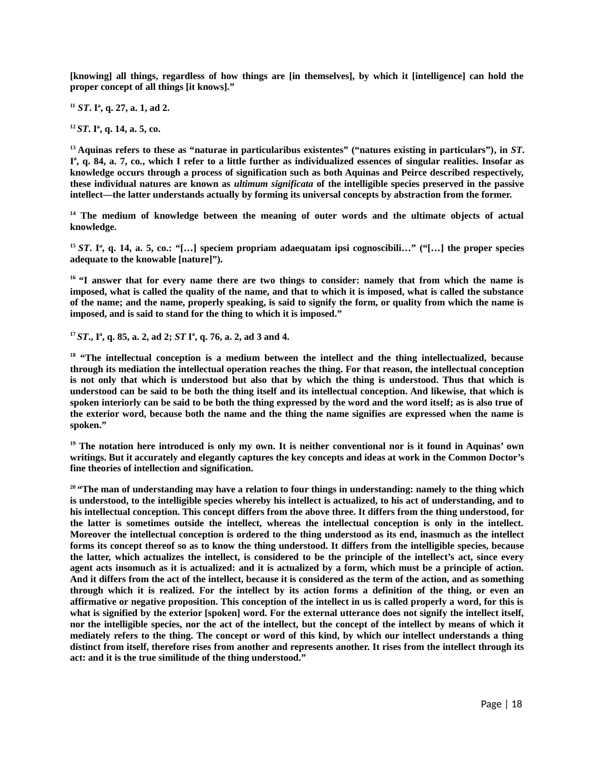**[knowing] all things, regardless of how things are [in themselves], by which it [intelligence] can hold the proper concept of all things [it knows].”**

**[11] *ST*. Iª, q. 27, a. 1, ad 2.**

**[12] *ST*. Iª, q. 14, a. 5, co.**

**[13] Aquinas refers to these as “naturae in particularibus existentes” (“natures existing in particulars”), in *ST*. Iª, q. 84, a. 7, co., which I refer to a little further as individualized essences of singular realities. Insofar as knowledge occurs through a process of signification such as both Aquinas and Peirce described respectively, these individual natures are known as *ultimum significata* of the intelligible species preserved in the passive intellect—the latter understands actually by forming its universal concepts by abstraction from the former.**

**[14] The medium of knowledge between the meaning of outer words and the ultimate objects of actual knowledge.**

**[15] *ST*. Iª, q. 14, a. 5, co.: “[…] speciem propriam adaequatam ipsi cognoscibili…” (“[…] the proper species adequate to the knowable [nature]”).**

**[16] “I answer that for every name there are two things to consider: namely that from which the name is imposed, what is called the quality of the name, and that to which it is imposed, what is called the substance of the name; and the name, properly speaking, is said to signify the form, or quality from which the name is imposed, and is said to stand for the thing to which it is imposed.”**

**[17] *ST*., Iª, q. 85, a. 2, ad 2; *ST* Iª, q. 76, a. 2, ad 3 and 4.**

**[18] “The intellectual conception is a medium between the intellect and the thing intellectualized, because through its mediation the intellectual operation reaches the thing. For that reason, the intellectual conception is not only that which is understood but also that by which the thing is understood. Thus that which is understood can be said to be both the thing itself and its intellectual conception. And likewise, that which is spoken interiorly can be said to be both the thing expressed by the word and the word itself; as is also true of the exterior word, because both the name and the thing the name signifies are expressed when the name is spoken.”**

**[19] The notation here introduced is only my own. It is neither conventional nor is it found in Aquinas’ own writings. But it accurately and elegantly captures the key concepts and ideas at work in the Common Doctor’s fine theories of intellection and signification.**

**[20] “The man of understanding may have a relation to four things in understanding: namely to the thing which is understood, to the intelligible species whereby his intellect is actualized, to his act of understanding, and to his intellectual conception. This concept differs from the above three. It differs from the thing understood, for the latter is sometimes outside the intellect, whereas the intellectual conception is only in the intellect. Moreover the intellectual conception is ordered to the thing understood as its end, inasmuch as the intellect forms its concept thereof so as to know the thing understood. It differs from the intelligible species, because the latter, which actualizes the intellect, is considered to be the principle of the intellect’s act, since every agent acts insomuch as it is actualized: and it is actualized by a form, which must be a principle of action. And it differs from the act of the intellect, because it is considered as the term of the action, and as something through which it is realized. For the intellect by its action forms a definition of the thing, or even an affirmative or negative proposition. This conception of the intellect in us is called properly a word, for this is what is signified by the exterior [spoken] word. For the external utterance does not signify the intellect itself, nor the intelligible species, nor the act of the intellect, but the concept of the intellect by means of which it mediately refers to the thing. The concept or word of this kind, by which our intellect understands a thing distinct from itself, therefore rises from another and represents another. It rises from the intellect through its act: and it is the true similitude of the thing understood.”**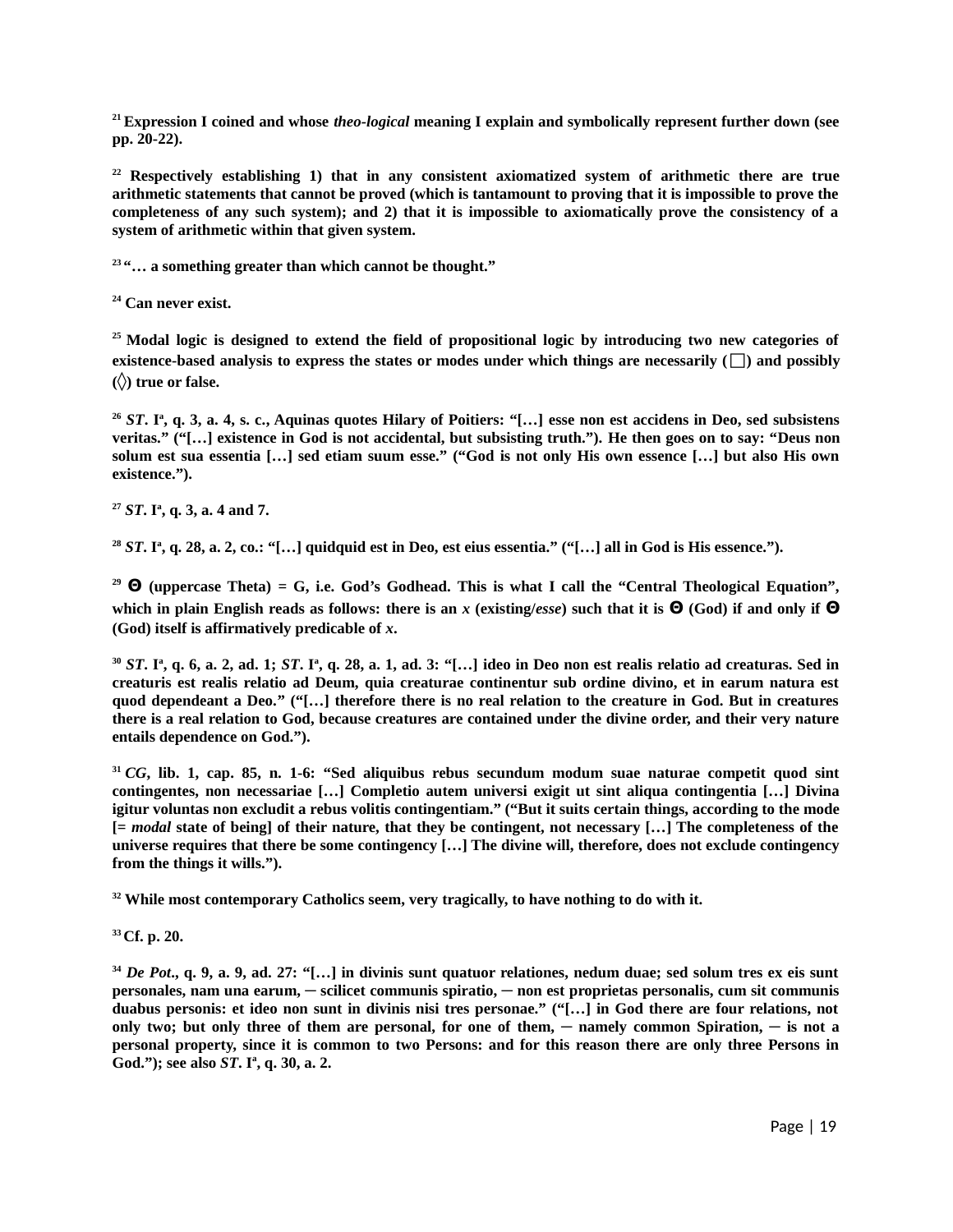**[21] Expression I coined and whose *theo-logical* meaning I explain and symbolically represent further down (see pp. 20-22).**

**[22] Respectively establishing 1) that in any consistent axiomatized system of arithmetic there are true arithmetic statements that cannot be proved (which is tantamount to proving that it is impossible to prove the completeness of any such system); and 2) that it is impossible to axiomatically prove the consistency of a system of arithmetic within that given system.**

**[23] "… a something greater than which cannot be thought."**

**[24] Can never exist.**

**[25] Modal logic is designed to extend the field of propositional logic by introducing two new categories of existence-based analysis to express the states or modes under which things are necessarily ($\Box$) and possibly ($\Diamond$) true or false.**

**[26] *ST*. Iª, q. 3, a. 4, s. c., Aquinas quotes Hilary of Poitiers: "[…] esse non est accidens in Deo, sed subsistens veritas." ("[…] existence in God is not accidental, but subsisting truth."). He then goes on to say: "Deus non solum est sua essentia […] sed etiam suum esse." ("God is not only His own essence […] but also His own existence.").**

**[27] *ST*. Iª, q. 3, a. 4 and 7.**

**[28] *ST*. Iª, q. 28, a. 2, co.: "[…] quidquid est in Deo, est eius essentia." ("[…] all in God is His essence.").**

**[29] $\Theta$ (uppercase Theta) = G, i.e. God's Godhead. This is what I call the "Central Theological Equation", which in plain English reads as follows: there is an *x* (existing/*esse*) such that it is $\Theta$ (God) if and only if $\Theta$ (God) itself is affirmatively predicable of *x*.**

**[30] *ST*. Iª, q. 6, a. 2, ad. 1; *ST*. Iª, q. 28, a. 1, ad. 3: "[…] ideo in Deo non est realis relatio ad creaturas. Sed in creaturis est realis relatio ad Deum, quia creaturae continentur sub ordine divino, et in earum natura est quod dependeant a Deo." ("[…] therefore there is no real relation to the creature in God. But in creatures there is a real relation to God, because creatures are contained under the divine order, and their very nature entails dependence on God.").**

**[31] *CG*, lib. 1, cap. 85, n. 1-6: "Sed aliquibus rebus secundum modum suae naturae competit quod sint contingentes, non necessariae […] Completio autem universi exigit ut sint aliqua contingentia […] Divina igitur voluntas non excludit a rebus volitis contingentiam." ("But it suits certain things, according to the mode [= *modal* state of being] of their nature, that they be contingent, not necessary […] The completeness of the universe requires that there be some contingency […] The divine will, therefore, does not exclude contingency from the things it wills.").**

**[32] While most contemporary Catholics seem, very tragically, to have nothing to do with it.**

**[33] Cf. p. 20.**

**[34] *De Pot*., q. 9, a. 9, ad. 27: "[…] in divinis sunt quatuor relationes, nedum duae; sed solum tres ex eis sunt personales, nam una earum, — scilicet communis spiratio, — non est proprietas personalis, cum sit communis duabus personis: et ideo non sunt in divinis nisi tres personae." ("[…] in God there are four relations, not only two; but only three of them are personal, for one of them, — namely common Spiration, — is not a personal property, since it is common to two Persons: and for this reason there are only three Persons in God."); see also *ST*. Iª, q. 30, a. 2.**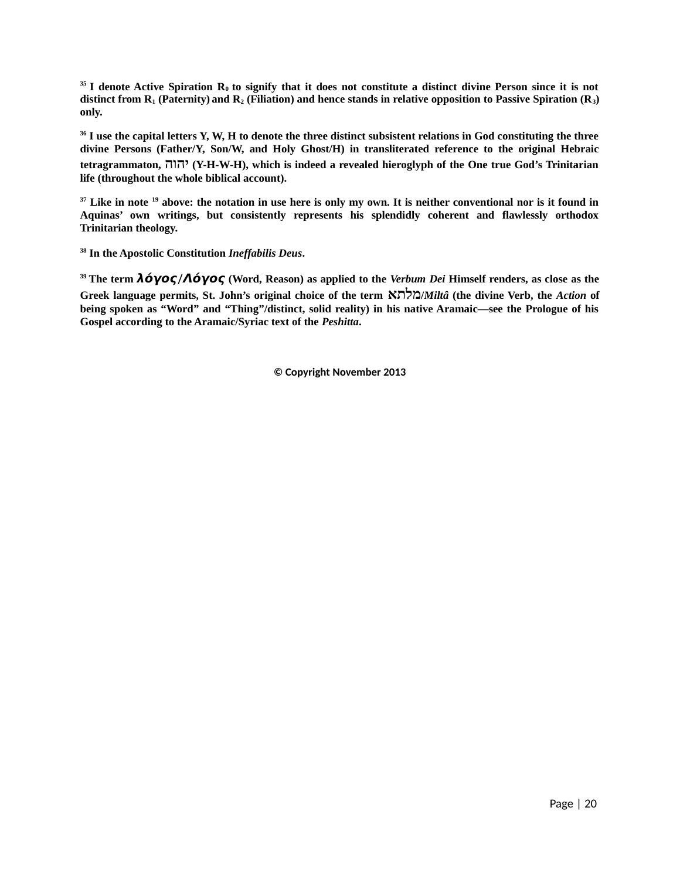[35] **I denote Active Spiration $R_0$ to signify that it does not constitute a distinct divine Person since it is not distinct from $R_1$ (Paternity) and $R_2$ (Filiation) and hence stands in relative opposition to Passive Spiration ($R_3$) only.**

[36] **I use the capital letters Y, W, H to denote the three distinct subsistent relations in God constituting the three divine Persons (Father/Y, Son/W, and Holy Ghost/H) in transliterated reference to the original Hebraic tetragrammaton, יהוה (Y-H-W-H), which is indeed a revealed hieroglyph of the One true God's Trinitarian life (throughout the whole biblical account).**

[37] **Like in note [19] above: the notation in use here is only my own. It is neither conventional nor is it found in Aquinas' own writings, but consistently represents his splendidly coherent and flawlessly orthodox Trinitarian theology.**

[38] **In the Apostolic Constitution *Ineffabilis Deus*.**

[39] **The term *λόγος/Λόγος* (Word, Reason) as applied to the *Verbum Dei* Himself renders, as close as the Greek language permits, St. John's original choice of the term מלתא/*Miltâ* (the divine Verb, the *Action* of being spoken as "Word" and "Thing"/distinct, solid reality) in his native Aramaic—see the Prologue of his Gospel according to the Aramaic/Syriac text of the *Peshitta*.**

**© Copyright November 2013**